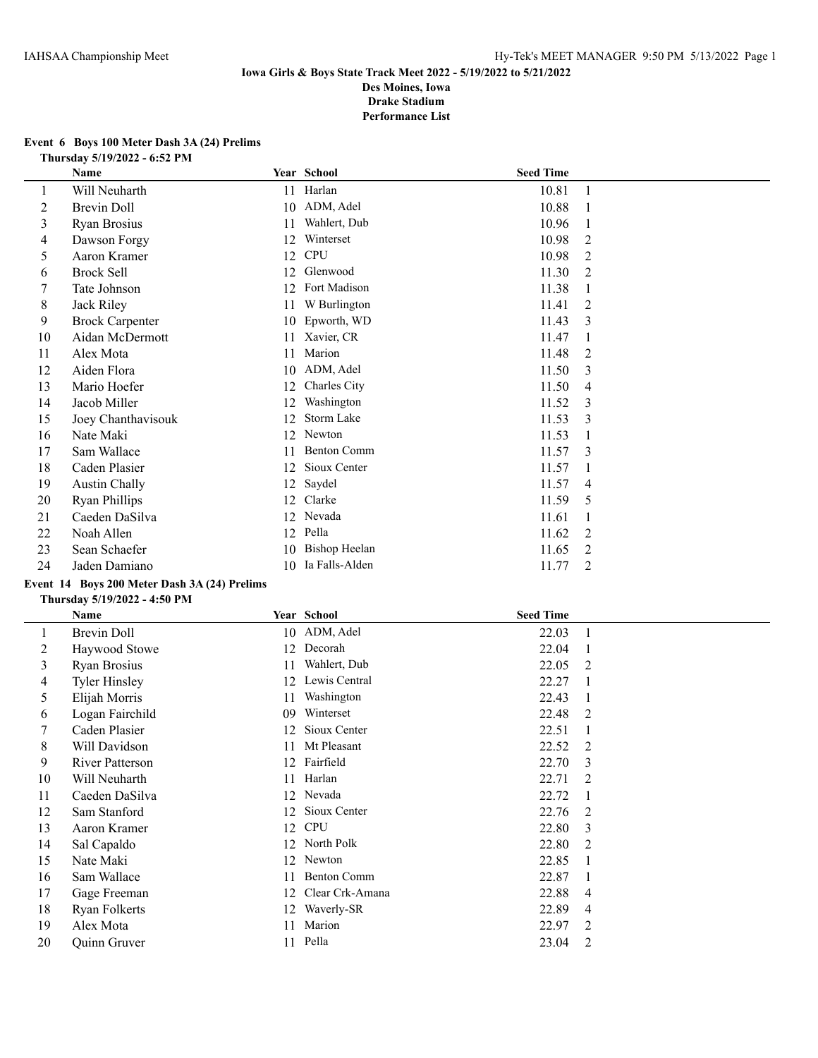**Iowa Girls & Boys State Track Meet 2022 - 5/19/2022 to 5/21/2022**
**Des Moines, Iowa**
**Drake Stadium**
**Performance List**

### Event 6 Boys 100 Meter Dash 3A (24) Prelims

**Thursday 5/19/2022 - 6:52 PM**

| | Name | Year | School | Seed Time | |
|---|---|---|---|---|---|
| 1 | Will Neuharth | 11 | Harlan | 10.81 | 1 |
| 2 | Brevin Doll | 10 | ADM, Adel | 10.88 | 1 |
| 3 | Ryan Brosius | 11 | Wahlert, Dub | 10.96 | 1 |
| 4 | Dawson Forgy | 12 | Winterset | 10.98 | 2 |
| 5 | Aaron Kramer | 12 | CPU | 10.98 | 2 |
| 6 | Brock Sell | 12 | Glenwood | 11.30 | 2 |
| 7 | Tate Johnson | 12 | Fort Madison | 11.38 | 1 |
| 8 | Jack Riley | 11 | W Burlington | 11.41 | 2 |
| 9 | Brock Carpenter | 10 | Epworth, WD | 11.43 | 3 |
| 10 | Aidan McDermott | 11 | Xavier, CR | 11.47 | 1 |
| 11 | Alex Mota | 11 | Marion | 11.48 | 2 |
| 12 | Aiden Flora | 10 | ADM, Adel | 11.50 | 3 |
| 13 | Mario Hoefer | 12 | Charles City | 11.50 | 4 |
| 14 | Jacob Miller | 12 | Washington | 11.52 | 3 |
| 15 | Joey Chanthavisouk | 12 | Storm Lake | 11.53 | 3 |
| 16 | Nate Maki | 12 | Newton | 11.53 | 1 |
| 17 | Sam Wallace | 11 | Benton Comm | 11.57 | 3 |
| 18 | Caden Plasier | 12 | Sioux Center | 11.57 | 1 |
| 19 | Austin Chally | 12 | Saydel | 11.57 | 4 |
| 20 | Ryan Phillips | 12 | Clarke | 11.59 | 5 |
| 21 | Caeden DaSilva | 12 | Nevada | 11.61 | 1 |
| 22 | Noah Allen | 12 | Pella | 11.62 | 2 |
| 23 | Sean Schaefer | 10 | Bishop Heelan | 11.65 | 2 |
| 24 | Jaden Damiano | 10 | Ia Falls-Alden | 11.77 | 2 |

### Event 14 Boys 200 Meter Dash 3A (24) Prelims

**Thursday 5/19/2022 - 4:50 PM**

| | Name | Year | School | Seed Time | |
|---|---|---|---|---|---|
| 1 | Brevin Doll | 10 | ADM, Adel | 22.03 | 1 |
| 2 | Haywood Stowe | 12 | Decorah | 22.04 | 1 |
| 3 | Ryan Brosius | 11 | Wahlert, Dub | 22.05 | 2 |
| 4 | Tyler Hinsley | 12 | Lewis Central | 22.27 | 1 |
| 5 | Elijah Morris | 11 | Washington | 22.43 | 1 |
| 6 | Logan Fairchild | 09 | Winterset | 22.48 | 2 |
| 7 | Caden Plasier | 12 | Sioux Center | 22.51 | 1 |
| 8 | Will Davidson | 11 | Mt Pleasant | 22.52 | 2 |
| 9 | River Patterson | 12 | Fairfield | 22.70 | 3 |
| 10 | Will Neuharth | 11 | Harlan | 22.71 | 2 |
| 11 | Caeden DaSilva | 12 | Nevada | 22.72 | 1 |
| 12 | Sam Stanford | 12 | Sioux Center | 22.76 | 2 |
| 13 | Aaron Kramer | 12 | CPU | 22.80 | 3 |
| 14 | Sal Capaldo | 12 | North Polk | 22.80 | 2 |
| 15 | Nate Maki | 12 | Newton | 22.85 | 1 |
| 16 | Sam Wallace | 11 | Benton Comm | 22.87 | 1 |
| 17 | Gage Freeman | 12 | Clear Crk-Amana | 22.88 | 4 |
| 18 | Ryan Folkerts | 12 | Waverly-SR | 22.89 | 4 |
| 19 | Alex Mota | 11 | Marion | 22.97 | 2 |
| 20 | Quinn Gruver | 11 | Pella | 23.04 | 2 |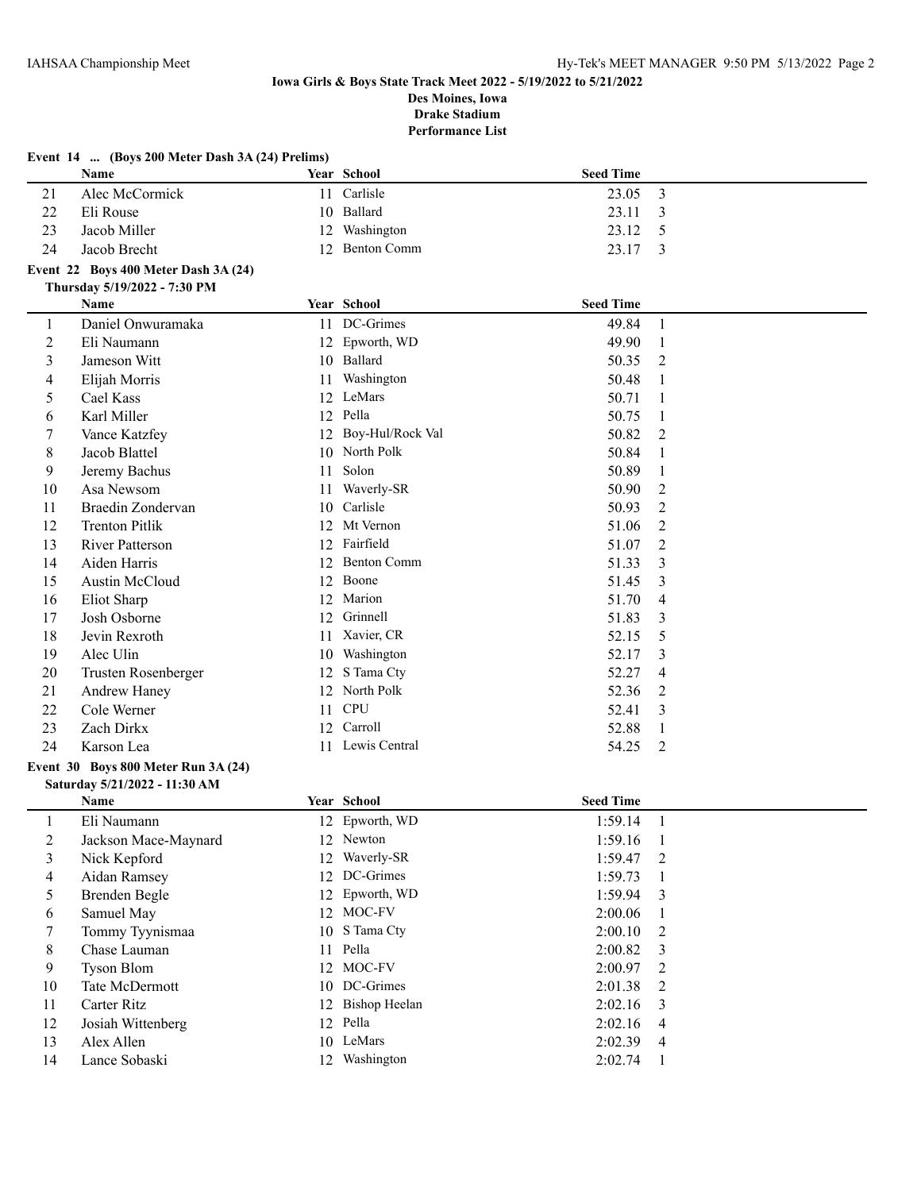**Iowa Girls & Boys State Track Meet 2022 - 5/19/2022 to 5/21/2022**
**Des Moines, Iowa**
**Drake Stadium**
**Performance List**

### Event 14 ... (Boys 200 Meter Dash 3A (24) Prelims)

| | Name | Year | School | Seed Time | |
|---|---|---|---|---|---|
| 21 | Alec McCormick | 11 | Carlisle | 23.05 | 3 |
| 22 | Eli Rouse | 10 | Ballard | 23.11 | 3 |
| 23 | Jacob Miller | 12 | Washington | 23.12 | 5 |
| 24 | Jacob Brecht | 12 | Benton Comm | 23.17 | 3 |

### Event 22 Boys 400 Meter Dash 3A (24)

**Thursday 5/19/2022 - 7:30 PM**

| | Name | Year | School | Seed Time | |
|---|---|---|---|---|---|
| 1 | Daniel Onwuramaka | 11 | DC-Grimes | 49.84 | 1 |
| 2 | Eli Naumann | 12 | Epworth, WD | 49.90 | 1 |
| 3 | Jameson Witt | 10 | Ballard | 50.35 | 2 |
| 4 | Elijah Morris | 11 | Washington | 50.48 | 1 |
| 5 | Cael Kass | 12 | LeMars | 50.71 | 1 |
| 6 | Karl Miller | 12 | Pella | 50.75 | 1 |
| 7 | Vance Katzfey | 12 | Boy-Hul/Rock Val | 50.82 | 2 |
| 8 | Jacob Blattel | 10 | North Polk | 50.84 | 1 |
| 9 | Jeremy Bachus | 11 | Solon | 50.89 | 1 |
| 10 | Asa Newsom | 11 | Waverly-SR | 50.90 | 2 |
| 11 | Braedin Zondervan | 10 | Carlisle | 50.93 | 2 |
| 12 | Trenton Pitlik | 12 | Mt Vernon | 51.06 | 2 |
| 13 | River Patterson | 12 | Fairfield | 51.07 | 2 |
| 14 | Aiden Harris | 12 | Benton Comm | 51.33 | 3 |
| 15 | Austin McCloud | 12 | Boone | 51.45 | 3 |
| 16 | Eliot Sharp | 12 | Marion | 51.70 | 4 |
| 17 | Josh Osborne | 12 | Grinnell | 51.83 | 3 |
| 18 | Jevin Rexroth | 11 | Xavier, CR | 52.15 | 5 |
| 19 | Alec Ulin | 10 | Washington | 52.17 | 3 |
| 20 | Trusten Rosenberger | 12 | S Tama Cty | 52.27 | 4 |
| 21 | Andrew Haney | 12 | North Polk | 52.36 | 2 |
| 22 | Cole Werner | 11 | CPU | 52.41 | 3 |
| 23 | Zach Dirkx | 12 | Carroll | 52.88 | 1 |
| 24 | Karson Lea | 11 | Lewis Central | 54.25 | 2 |

### Event 30 Boys 800 Meter Run 3A (24)

**Saturday 5/21/2022 - 11:30 AM**

| | Name | Year | School | Seed Time | |
|---|---|---|---|---|---|
| 1 | Eli Naumann | 12 | Epworth, WD | 1:59.14 | 1 |
| 2 | Jackson Mace-Maynard | 12 | Newton | 1:59.16 | 1 |
| 3 | Nick Kepford | 12 | Waverly-SR | 1:59.47 | 2 |
| 4 | Aidan Ramsey | 12 | DC-Grimes | 1:59.73 | 1 |
| 5 | Brenden Begle | 12 | Epworth, WD | 1:59.94 | 3 |
| 6 | Samuel May | 12 | MOC-FV | 2:00.06 | 1 |
| 7 | Tommy Tyynismaa | 10 | S Tama Cty | 2:00.10 | 2 |
| 8 | Chase Lauman | 11 | Pella | 2:00.82 | 3 |
| 9 | Tyson Blom | 12 | MOC-FV | 2:00.97 | 2 |
| 10 | Tate McDermott | 10 | DC-Grimes | 2:01.38 | 2 |
| 11 | Carter Ritz | 12 | Bishop Heelan | 2:02.16 | 3 |
| 12 | Josiah Wittenberg | 12 | Pella | 2:02.16 | 4 |
| 13 | Alex Allen | 10 | LeMars | 2:02.39 | 4 |
| 14 | Lance Sobaski | 12 | Washington | 2:02.74 | 1 |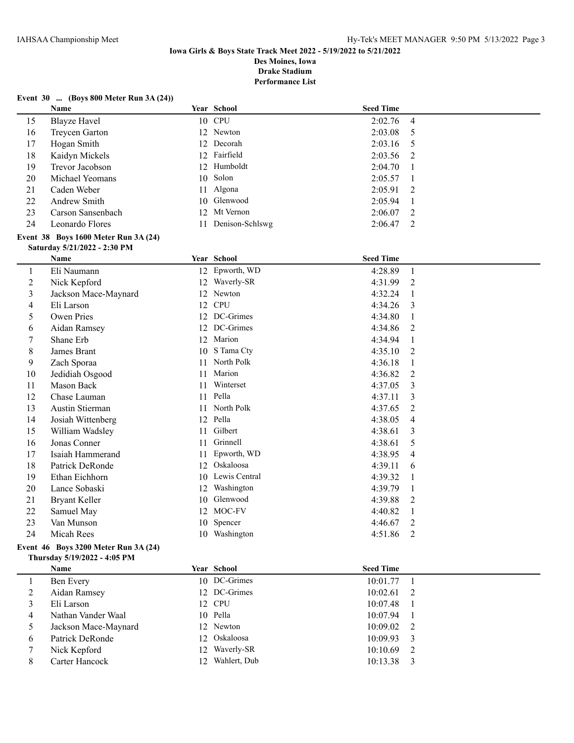**Iowa Girls & Boys State Track Meet 2022 - 5/19/2022 to 5/21/2022**
**Des Moines, Iowa**
**Drake Stadium**
**Performance List**

**Event 30 ... (Boys 800 Meter Run 3A (24))**

| | Name | Year | School | Seed Time | |
|---|---|---|---|---|---|
| 15 | Blayze Havel | 10 | CPU | 2:02.76 | 4 |
| 16 | Treycen Garton | 12 | Newton | 2:03.08 | 5 |
| 17 | Hogan Smith | 12 | Decorah | 2:03.16 | 5 |
| 18 | Kaidyn Mickels | 12 | Fairfield | 2:03.56 | 2 |
| 19 | Trevor Jacobson | 12 | Humboldt | 2:04.70 | 1 |
| 20 | Michael Yeomans | 10 | Solon | 2:05.57 | 1 |
| 21 | Caden Weber | 11 | Algona | 2:05.91 | 2 |
| 22 | Andrew Smith | 10 | Glenwood | 2:05.94 | 1 |
| 23 | Carson Sansenbach | 12 | Mt Vernon | 2:06.07 | 2 |
| 24 | Leonardo Flores | 11 | Denison-Schlswg | 2:06.47 | 2 |

**Event 38 Boys 1600 Meter Run 3A (24)**
**Saturday 5/21/2022 - 2:30 PM**

| | Name | Year | School | Seed Time | |
|---|---|---|---|---|---|
| 1 | Eli Naumann | 12 | Epworth, WD | 4:28.89 | 1 |
| 2 | Nick Kepford | 12 | Waverly-SR | 4:31.99 | 2 |
| 3 | Jackson Mace-Maynard | 12 | Newton | 4:32.24 | 1 |
| 4 | Eli Larson | 12 | CPU | 4:34.26 | 3 |
| 5 | Owen Pries | 12 | DC-Grimes | 4:34.80 | 1 |
| 6 | Aidan Ramsey | 12 | DC-Grimes | 4:34.86 | 2 |
| 7 | Shane Erb | 12 | Marion | 4:34.94 | 1 |
| 8 | James Brant | 10 | S Tama Cty | 4:35.10 | 2 |
| 9 | Zach Sporaa | 11 | North Polk | 4:36.18 | 1 |
| 10 | Jedidiah Osgood | 11 | Marion | 4:36.82 | 2 |
| 11 | Mason Back | 11 | Winterset | 4:37.05 | 3 |
| 12 | Chase Lauman | 11 | Pella | 4:37.11 | 3 |
| 13 | Austin Stierman | 11 | North Polk | 4:37.65 | 2 |
| 14 | Josiah Wittenberg | 12 | Pella | 4:38.05 | 4 |
| 15 | William Wadsley | 11 | Gilbert | 4:38.61 | 3 |
| 16 | Jonas Conner | 11 | Grinnell | 4:38.61 | 5 |
| 17 | Isaiah Hammerand | 11 | Epworth, WD | 4:38.95 | 4 |
| 18 | Patrick DeRonde | 12 | Oskaloosa | 4:39.11 | 6 |
| 19 | Ethan Eichhorn | 10 | Lewis Central | 4:39.32 | 1 |
| 20 | Lance Sobaski | 12 | Washington | 4:39.79 | 1 |
| 21 | Bryant Keller | 10 | Glenwood | 4:39.88 | 2 |
| 22 | Samuel May | 12 | MOC-FV | 4:40.82 | 1 |
| 23 | Van Munson | 10 | Spencer | 4:46.67 | 2 |
| 24 | Micah Rees | 10 | Washington | 4:51.86 | 2 |

**Event 46 Boys 3200 Meter Run 3A (24)**
**Thursday 5/19/2022 - 4:05 PM**

| | Name | Year | School | Seed Time | |
|---|---|---|---|---|---|
| 1 | Ben Every | 10 | DC-Grimes | 10:01.77 | 1 |
| 2 | Aidan Ramsey | 12 | DC-Grimes | 10:02.61 | 2 |
| 3 | Eli Larson | 12 | CPU | 10:07.48 | 1 |
| 4 | Nathan Vander Waal | 10 | Pella | 10:07.94 | 1 |
| 5 | Jackson Mace-Maynard | 12 | Newton | 10:09.02 | 2 |
| 6 | Patrick DeRonde | 12 | Oskaloosa | 10:09.93 | 3 |
| 7 | Nick Kepford | 12 | Waverly-SR | 10:10.69 | 2 |
| 8 | Carter Hancock | 12 | Wahlert, Dub | 10:13.38 | 3 |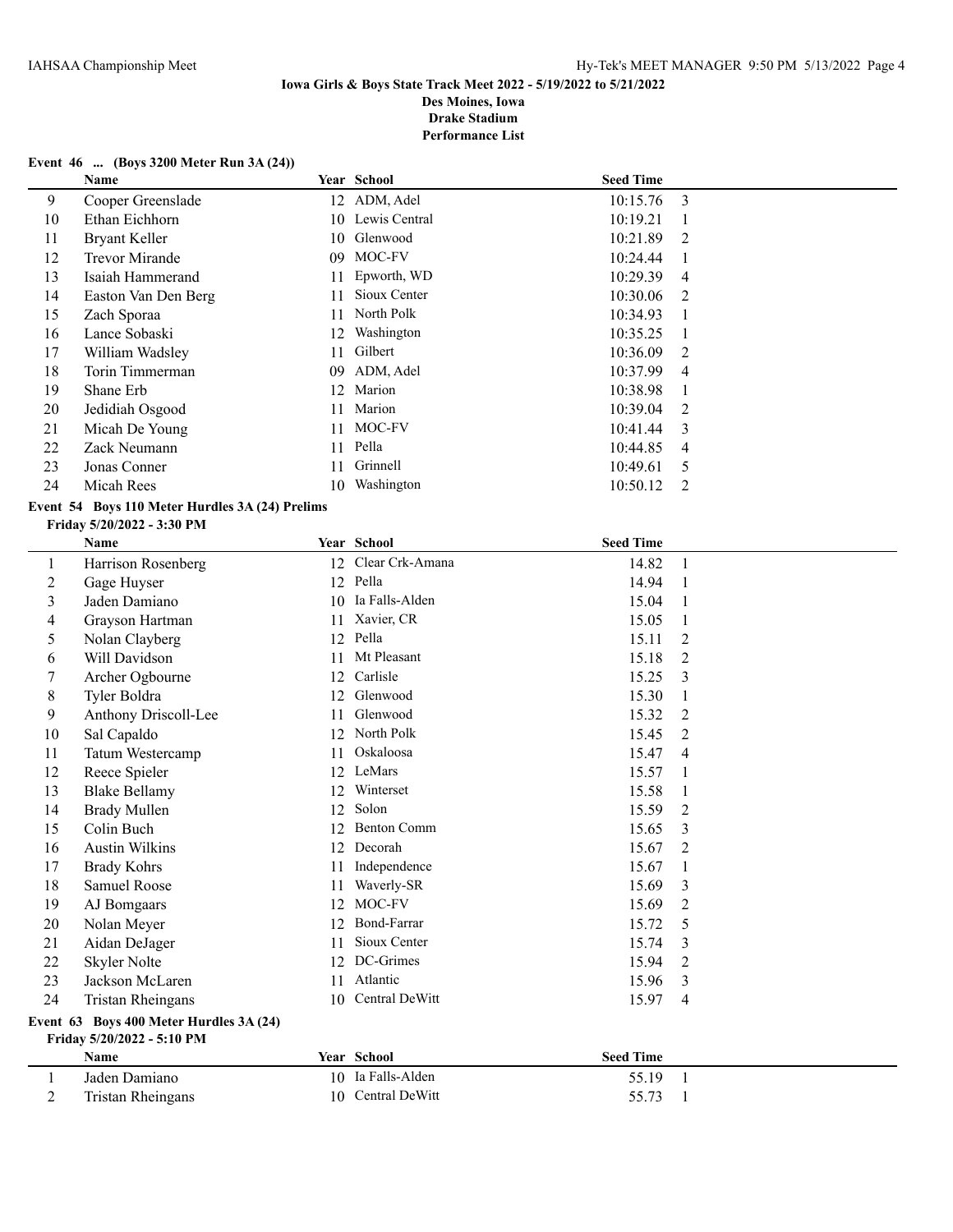**Iowa Girls & Boys State Track Meet 2022 - 5/19/2022 to 5/21/2022**
**Des Moines, Iowa**
**Drake Stadium**
**Performance List**

### Event 46 ... (Boys 3200 Meter Run 3A (24))

| | Name | Year | School | Seed Time | |
|---|---|---|---|---|---|
| 9 | Cooper Greenslade | 12 | ADM, Adel | 10:15.76 | 3 |
| 10 | Ethan Eichhorn | 10 | Lewis Central | 10:19.21 | 1 |
| 11 | Bryant Keller | 10 | Glenwood | 10:21.89 | 2 |
| 12 | Trevor Mirande | 09 | MOC-FV | 10:24.44 | 1 |
| 13 | Isaiah Hammerand | 11 | Epworth, WD | 10:29.39 | 4 |
| 14 | Easton Van Den Berg | 11 | Sioux Center | 10:30.06 | 2 |
| 15 | Zach Sporaa | 11 | North Polk | 10:34.93 | 1 |
| 16 | Lance Sobaski | 12 | Washington | 10:35.25 | 1 |
| 17 | William Wadsley | 11 | Gilbert | 10:36.09 | 2 |
| 18 | Torin Timmerman | 09 | ADM, Adel | 10:37.99 | 4 |
| 19 | Shane Erb | 12 | Marion | 10:38.98 | 1 |
| 20 | Jedidiah Osgood | 11 | Marion | 10:39.04 | 2 |
| 21 | Micah De Young | 11 | MOC-FV | 10:41.44 | 3 |
| 22 | Zack Neumann | 11 | Pella | 10:44.85 | 4 |
| 23 | Jonas Conner | 11 | Grinnell | 10:49.61 | 5 |
| 24 | Micah Rees | 10 | Washington | 10:50.12 | 2 |

### Event 54 Boys 110 Meter Hurdles 3A (24) Prelims

**Friday 5/20/2022 - 3:30 PM**

| | Name | Year | School | Seed Time | |
|---|---|---|---|---|---|
| 1 | Harrison Rosenberg | 12 | Clear Crk-Amana | 14.82 | 1 |
| 2 | Gage Huyser | 12 | Pella | 14.94 | 1 |
| 3 | Jaden Damiano | 10 | Ia Falls-Alden | 15.04 | 1 |
| 4 | Grayson Hartman | 11 | Xavier, CR | 15.05 | 1 |
| 5 | Nolan Clayberg | 12 | Pella | 15.11 | 2 |
| 6 | Will Davidson | 11 | Mt Pleasant | 15.18 | 2 |
| 7 | Archer Ogbourne | 12 | Carlisle | 15.25 | 3 |
| 8 | Tyler Boldra | 12 | Glenwood | 15.30 | 1 |
| 9 | Anthony Driscoll-Lee | 11 | Glenwood | 15.32 | 2 |
| 10 | Sal Capaldo | 12 | North Polk | 15.45 | 2 |
| 11 | Tatum Westercamp | 11 | Oskaloosa | 15.47 | 4 |
| 12 | Reece Spieler | 12 | LeMars | 15.57 | 1 |
| 13 | Blake Bellamy | 12 | Winterset | 15.58 | 1 |
| 14 | Brady Mullen | 12 | Solon | 15.59 | 2 |
| 15 | Colin Buch | 12 | Benton Comm | 15.65 | 3 |
| 16 | Austin Wilkins | 12 | Decorah | 15.67 | 2 |
| 17 | Brady Kohrs | 11 | Independence | 15.67 | 1 |
| 18 | Samuel Roose | 11 | Waverly-SR | 15.69 | 3 |
| 19 | AJ Bomgaars | 12 | MOC-FV | 15.69 | 2 |
| 20 | Nolan Meyer | 12 | Bond-Farrar | 15.72 | 5 |
| 21 | Aidan DeJager | 11 | Sioux Center | 15.74 | 3 |
| 22 | Skyler Nolte | 12 | DC-Grimes | 15.94 | 2 |
| 23 | Jackson McLaren | 11 | Atlantic | 15.96 | 3 |
| 24 | Tristan Rheingans | 10 | Central DeWitt | 15.97 | 4 |

### Event 63 Boys 400 Meter Hurdles 3A (24)

**Friday 5/20/2022 - 5:10 PM**

| | Name | Year | School | Seed Time | |
|---|---|---|---|---|---|
| 1 | Jaden Damiano | 10 | Ia Falls-Alden | 55.19 | 1 |
| 2 | Tristan Rheingans | 10 | Central DeWitt | 55.73 | 1 |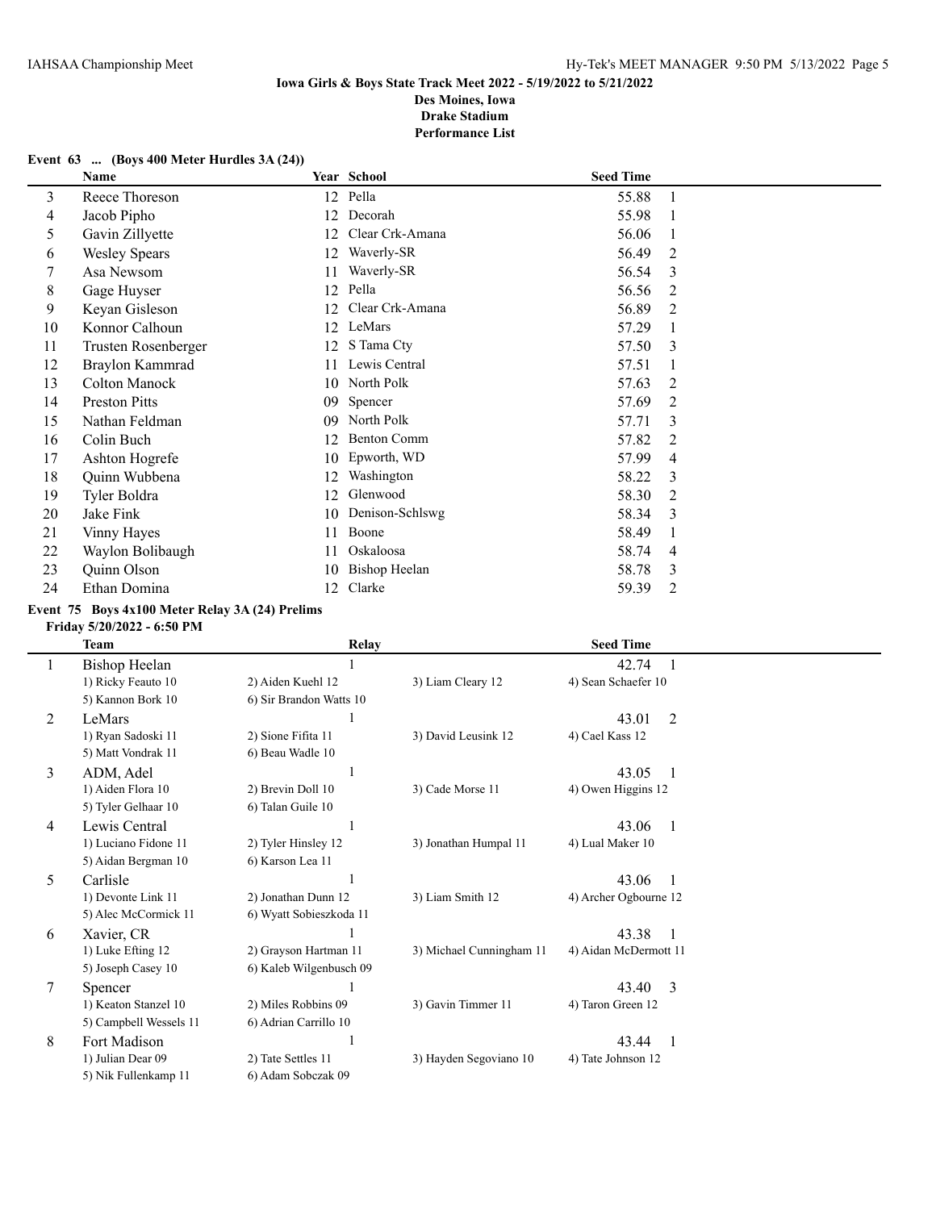## Iowa Girls & Boys State Track Meet 2022 - 5/19/2022 to 5/21/2022

**Des Moines, Iowa**
**Drake Stadium**
**Performance List**

### Event 63 ... (Boys 400 Meter Hurdles 3A (24))

| | Name | Year | School | Seed Time | |
|---|---|---|---|---|---|
| 3 | Reece Thoreson | 12 | Pella | 55.88 | 1 |
| 4 | Jacob Pipho | 12 | Decorah | 55.98 | 1 |
| 5 | Gavin Zillyette | 12 | Clear Crk-Amana | 56.06 | 1 |
| 6 | Wesley Spears | 12 | Waverly-SR | 56.49 | 2 |
| 7 | Asa Newsom | 11 | Waverly-SR | 56.54 | 3 |
| 8 | Gage Huyser | 12 | Pella | 56.56 | 2 |
| 9 | Keyan Gisleson | 12 | Clear Crk-Amana | 56.89 | 2 |
| 10 | Konnor Calhoun | 12 | LeMars | 57.29 | 1 |
| 11 | Trusten Rosenberger | 12 | S Tama Cty | 57.50 | 3 |
| 12 | Braylon Kammrad | 11 | Lewis Central | 57.51 | 1 |
| 13 | Colton Manock | 10 | North Polk | 57.63 | 2 |
| 14 | Preston Pitts | 09 | Spencer | 57.69 | 2 |
| 15 | Nathan Feldman | 09 | North Polk | 57.71 | 3 |
| 16 | Colin Buch | 12 | Benton Comm | 57.82 | 2 |
| 17 | Ashton Hogrefe | 10 | Epworth, WD | 57.99 | 4 |
| 18 | Quinn Wubbena | 12 | Washington | 58.22 | 3 |
| 19 | Tyler Boldra | 12 | Glenwood | 58.30 | 2 |
| 20 | Jake Fink | 10 | Denison-Schlswg | 58.34 | 3 |
| 21 | Vinny Hayes | 11 | Boone | 58.49 | 1 |
| 22 | Waylon Bolibaugh | 11 | Oskaloosa | 58.74 | 4 |
| 23 | Quinn Olson | 10 | Bishop Heelan | 58.78 | 3 |
| 24 | Ethan Domina | 12 | Clarke | 59.39 | 2 |

### Event 75 Boys 4x100 Meter Relay 3A (24) Prelims

**Friday 5/20/2022 - 6:50 PM**

| | Team | Relay | | Seed Time | |
|---|---|---|---|---|---|
| 1 | Bishop Heelan | 1 | | 42.74 | 1 |
| | 1) Ricky Feauto 10 | 2) Aiden Kuehl 12 | 3) Liam Cleary 12 | 4) Sean Schaefer 10 | |
| | 5) Kannon Bork 10 | 6) Sir Brandon Watts 10 | | | |
| 2 | LeMars | 1 | | 43.01 | 2 |
| | 1) Ryan Sadoski 11 | 2) Sione Fifita 11 | 3) David Leusink 12 | 4) Cael Kass 12 | |
| | 5) Matt Vondrak 11 | 6) Beau Wadle 10 | | | |
| 3 | ADM, Adel | 1 | | 43.05 | 1 |
| | 1) Aiden Flora 10 | 2) Brevin Doll 10 | 3) Cade Morse 11 | 4) Owen Higgins 12 | |
| | 5) Tyler Gelhaar 10 | 6) Talan Guile 10 | | | |
| 4 | Lewis Central | 1 | | 43.06 | 1 |
| | 1) Luciano Fidone 11 | 2) Tyler Hinsley 12 | 3) Jonathan Humpal 11 | 4) Lual Maker 10 | |
| | 5) Aidan Bergman 10 | 6) Karson Lea 11 | | | |
| 5 | Carlisle | 1 | | 43.06 | 1 |
| | 1) Devonte Link 11 | 2) Jonathan Dunn 12 | 3) Liam Smith 12 | 4) Archer Ogbourne 12 | |
| | 5) Alec McCormick 11 | 6) Wyatt Sobieszkoda 11 | | | |
| 6 | Xavier, CR | 1 | | 43.38 | 1 |
| | 1) Luke Efting 12 | 2) Grayson Hartman 11 | 3) Michael Cunningham 11 | 4) Aidan McDermott 11 | |
| | 5) Joseph Casey 10 | 6) Kaleb Wilgenbusch 09 | | | |
| 7 | Spencer | 1 | | 43.40 | 3 |
| | 1) Keaton Stanzel 10 | 2) Miles Robbins 09 | 3) Gavin Timmer 11 | 4) Taron Green 12 | |
| | 5) Campbell Wessels 11 | 6) Adrian Carrillo 10 | | | |
| 8 | Fort Madison | 1 | | 43.44 | 1 |
| | 1) Julian Dear 09 | 2) Tate Settles 11 | 3) Hayden Segoviano 10 | 4) Tate Johnson 12 | |
| | 5) Nik Fullenkamp 11 | 6) Adam Sobczak 09 | | | |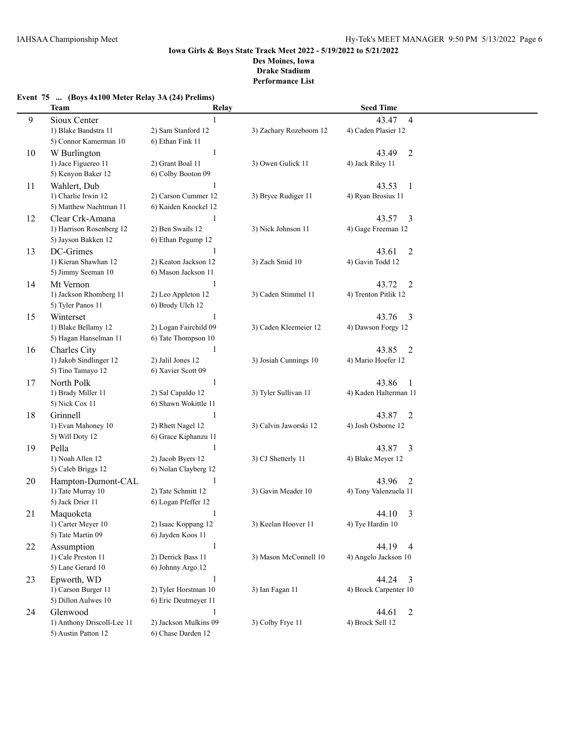**Iowa Girls & Boys State Track Meet 2022 - 5/19/2022 to 5/21/2022**
**Des Moines, Iowa**
**Drake Stadium**
**Performance List**

### Event 75 ... (Boys 4x100 Meter Relay 3A (24) Prelims)

| | Team | Relay | | Seed Time |
|---|---|---|---|---|
| 9 | Sioux Center | 1 | | 43.47 4 |
| | 1) Blake Bandstra 11 | 2) Sam Stanford 12 | 3) Zachary Rozeboom 12 | 4) Caden Plasier 12 |
| | 5) Connor Kamerman 10 | 6) Ethan Fink 11 | | |
| 10 | W Burlington | 1 | | 43.49 2 |
| | 1) Jace Figuereo 11 | 2) Grant Boal 11 | 3) Owen Gulick 11 | 4) Jack Riley 11 |
| | 5) Kenyon Baker 12 | 6) Colby Booton 09 | | |
| 11 | Wahlert, Dub | 1 | | 43.53 1 |
| | 1) Charlie Irwin 12 | 2) Carson Cummer 12 | 3) Bryce Rudiger 11 | 4) Ryan Brosius 11 |
| | 5) Matthew Nachtman 11 | 6) Kaiden Knockel 12 | | |
| 12 | Clear Crk-Amana | 1 | | 43.57 3 |
| | 1) Harrison Rosenberg 12 | 2) Ben Swails 12 | 3) Nick Johnson 11 | 4) Gage Freeman 12 |
| | 5) Jayson Bakken 12 | 6) Ethan Pegump 12 | | |
| 13 | DC-Grimes | 1 | | 43.61 2 |
| | 1) Kieran Shawhan 12 | 2) Keaton Jackson 12 | 3) Zach Smid 10 | 4) Gavin Todd 12 |
| | 5) Jimmy Seeman 10 | 6) Mason Jackson 11 | | |
| 14 | Mt Vernon | 1 | | 43.72 2 |
| | 1) Jackson Rhomberg 11 | 2) Leo Appleton 12 | 3) Caden Stimmel 11 | 4) Trenton Pitlik 12 |
| | 5) Tyler Panos 11 | 6) Brody Ulch 12 | | |
| 15 | Winterset | 1 | | 43.76 3 |
| | 1) Blake Bellamy 12 | 2) Logan Fairchild 09 | 3) Caden Kleemeier 12 | 4) Dawson Forgy 12 |
| | 5) Hagan Hanselman 11 | 6) Tate Thompson 10 | | |
| 16 | Charles City | 1 | | 43.85 2 |
| | 1) Jakob Sindlinger 12 | 2) Jalil Jones 12 | 3) Josiah Cunnings 10 | 4) Mario Hoefer 12 |
| | 5) Tino Tamayo 12 | 6) Xavier Scott 09 | | |
| 17 | North Polk | 1 | | 43.86 1 |
| | 1) Brady Miller 11 | 2) Sal Capaldo 12 | 3) Tyler Sullivan 11 | 4) Kaden Halterman 11 |
| | 5) Nick Cox 11 | 6) Shawn Wokittle 11 | | |
| 18 | Grinnell | 1 | | 43.87 2 |
| | 1) Evan Mahoney 10 | 2) Rhett Nagel 12 | 3) Calvin Jaworski 12 | 4) Josh Osborne 12 |
| | 5) Will Doty 12 | 6) Grace Kiphanzu 11 | | |
| 19 | Pella | 1 | | 43.87 3 |
| | 1) Noah Allen 12 | 2) Jacob Byers 12 | 3) CJ Shetterly 11 | 4) Blake Meyer 12 |
| | 5) Caleb Briggs 12 | 6) Nolan Clayberg 12 | | |
| 20 | Hampton-Dumont-CAL | 1 | | 43.96 2 |
| | 1) Tate Murray 10 | 2) Tate Schmitt 12 | 3) Gavin Meader 10 | 4) Tony Valenzuela 11 |
| | 5) Jack Drier 11 | 6) Logan Pfeffer 12 | | |
| 21 | Maquoketa | 1 | | 44.10 3 |
| | 1) Carter Meyer 10 | 2) Isaac Koppang 12 | 3) Keelan Hoover 11 | 4) Tye Hardin 10 |
| | 5) Tate Martin 09 | 6) Jayden Koos 11 | | |
| 22 | Assumption | 1 | | 44.19 4 |
| | 1) Cale Preston 11 | 2) Derrick Bass 11 | 3) Mason McConnell 10 | 4) Angelo Jackson 10 |
| | 5) Lane Gerard 10 | 6) Johnny Argo 12 | | |
| 23 | Epworth, WD | 1 | | 44.24 3 |
| | 1) Carson Burger 11 | 2) Tyler Horstman 10 | 3) Ian Fagan 11 | 4) Brock Carpenter 10 |
| | 5) Dillon Aulwes 10 | 6) Eric Deutmeyer 11 | | |
| 24 | Glenwood | 1 | | 44.61 2 |
| | 1) Anthony Driscoll-Lee 11 | 2) Jackson Mulkins 09 | 3) Colby Frye 11 | 4) Brock Sell 12 |
| | 5) Austin Patton 12 | 6) Chase Darden 12 | | |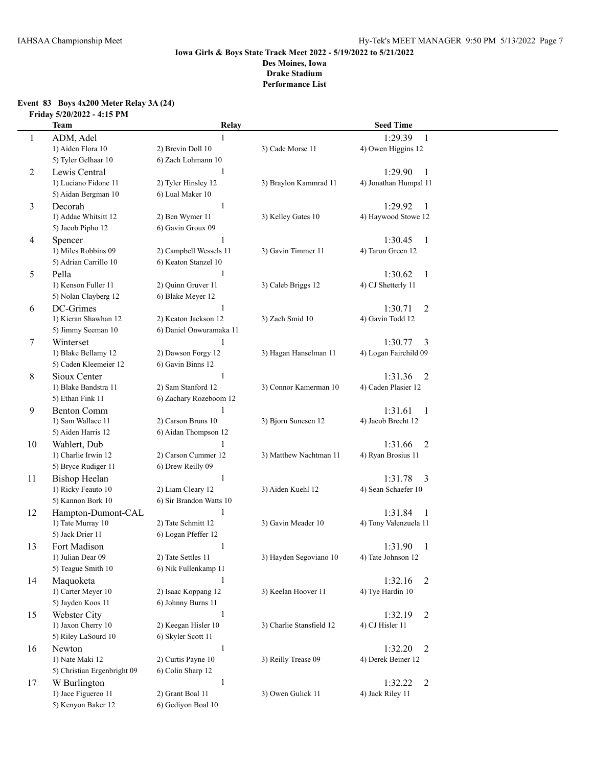### Iowa Girls & Boys State Track Meet 2022 - 5/19/2022 to 5/21/2022

**Des Moines, Iowa**
**Drake Stadium**
**Performance List**

**Event 83 Boys 4x200 Meter Relay 3A (24)**
**Friday 5/20/2022 - 4:15 PM**

| | Team | Relay | | Seed Time |
|---|---|---|---|---|
| 1 | ADM, Adel | 1 | | 1:29.39 1 |
| | 1) Aiden Flora 10 | 2) Brevin Doll 10 | 3) Cade Morse 11 | 4) Owen Higgins 12 |
| | 5) Tyler Gelhaar 10 | 6) Zach Lohmann 10 | | |
| 2 | Lewis Central | 1 | | 1:29.90 1 |
| | 1) Luciano Fidone 11 | 2) Tyler Hinsley 12 | 3) Braylon Kammrad 11 | 4) Jonathan Humpal 11 |
| | 5) Aidan Bergman 10 | 6) Lual Maker 10 | | |
| 3 | Decorah | 1 | | 1:29.92 1 |
| | 1) Addae Whitsitt 12 | 2) Ben Wymer 11 | 3) Kelley Gates 10 | 4) Haywood Stowe 12 |
| | 5) Jacob Pipho 12 | 6) Gavin Groux 09 | | |
| 4 | Spencer | 1 | | 1:30.45 1 |
| | 1) Miles Robbins 09 | 2) Campbell Wessels 11 | 3) Gavin Timmer 11 | 4) Taron Green 12 |
| | 5) Adrian Carrillo 10 | 6) Keaton Stanzel 10 | | |
| 5 | Pella | 1 | | 1:30.62 1 |
| | 1) Kenson Fuller 11 | 2) Quinn Gruver 11 | 3) Caleb Briggs 12 | 4) CJ Shetterly 11 |
| | 5) Nolan Clayberg 12 | 6) Blake Meyer 12 | | |
| 6 | DC-Grimes | 1 | | 1:30.71 2 |
| | 1) Kieran Shawhan 12 | 2) Keaton Jackson 12 | 3) Zach Smid 10 | 4) Gavin Todd 12 |
| | 5) Jimmy Seeman 10 | 6) Daniel Onwuramaka 11 | | |
| 7 | Winterset | 1 | | 1:30.77 3 |
| | 1) Blake Bellamy 12 | 2) Dawson Forgy 12 | 3) Hagan Hanselman 11 | 4) Logan Fairchild 09 |
| | 5) Caden Kleemeier 12 | 6) Gavin Binns 12 | | |
| 8 | Sioux Center | 1 | | 1:31.36 2 |
| | 1) Blake Bandstra 11 | 2) Sam Stanford 12 | 3) Connor Kamerman 10 | 4) Caden Plasier 12 |
| | 5) Ethan Fink 11 | 6) Zachary Rozeboom 12 | | |
| 9 | Benton Comm | 1 | | 1:31.61 1 |
| | 1) Sam Wallace 11 | 2) Carson Bruns 10 | 3) Bjorn Sunesen 12 | 4) Jacob Brecht 12 |
| | 5) Aiden Harris 12 | 6) Aidan Thompson 12 | | |
| 10 | Wahlert, Dub | 1 | | 1:31.66 2 |
| | 1) Charlie Irwin 12 | 2) Carson Cummer 12 | 3) Matthew Nachtman 11 | 4) Ryan Brosius 11 |
| | 5) Bryce Rudiger 11 | 6) Drew Reilly 09 | | |
| 11 | Bishop Heelan | 1 | | 1:31.78 3 |
| | 1) Ricky Feauto 10 | 2) Liam Cleary 12 | 3) Aiden Kuehl 12 | 4) Sean Schaefer 10 |
| | 5) Kannon Bork 10 | 6) Sir Brandon Watts 10 | | |
| 12 | Hampton-Dumont-CAL | 1 | | 1:31.84 1 |
| | 1) Tate Murray 10 | 2) Tate Schmitt 12 | 3) Gavin Meader 10 | 4) Tony Valenzuela 11 |
| | 5) Jack Drier 11 | 6) Logan Pfeffer 12 | | |
| 13 | Fort Madison | 1 | | 1:31.90 1 |
| | 1) Julian Dear 09 | 2) Tate Settles 11 | 3) Hayden Segoviano 10 | 4) Tate Johnson 12 |
| | 5) Teague Smith 10 | 6) Nik Fullenkamp 11 | | |
| 14 | Maquoketa | 1 | | 1:32.16 2 |
| | 1) Carter Meyer 10 | 2) Isaac Koppang 12 | 3) Keelan Hoover 11 | 4) Tye Hardin 10 |
| | 5) Jayden Koos 11 | 6) Johnny Burns 11 | | |
| 15 | Webster City | 1 | | 1:32.19 2 |
| | 1) Jaxon Cherry 10 | 2) Keegan Hisler 10 | 3) Charlie Stansfield 12 | 4) CJ Hisler 11 |
| | 5) Riley LaSourd 10 | 6) Skyler Scott 11 | | |
| 16 | Newton | 1 | | 1:32.20 2 |
| | 1) Nate Maki 12 | 2) Curtis Payne 10 | 3) Reilly Trease 09 | 4) Derek Beiner 12 |
| | 5) Christian Ergenbright 09 | 6) Colin Sharp 12 | | |
| 17 | W Burlington | 1 | | 1:32.22 2 |
| | 1) Jace Figuereo 11 | 2) Grant Boal 11 | 3) Owen Gulick 11 | 4) Jack Riley 11 |
| | 5) Kenyon Baker 12 | 6) Gediyon Boal 10 | | |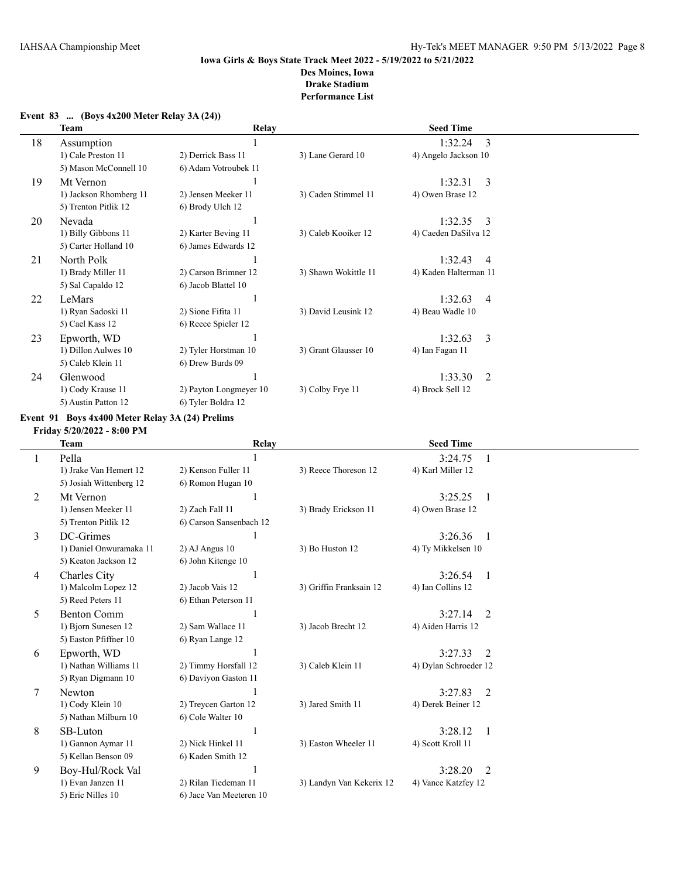**Iowa Girls & Boys State Track Meet 2022 - 5/19/2022 to 5/21/2022**
**Des Moines, Iowa**
**Drake Stadium**
**Performance List**

### Event 83 ... (Boys 4x200 Meter Relay 3A (24))

| | Team | Relay | | Seed Time |
|---|---|---|---|---|
| 18 | Assumption | 1 | | 1:32.24 3 |
| | 1) Cale Preston 11 | 2) Derrick Bass 11 | 3) Lane Gerard 10 | 4) Angelo Jackson 10 |
| | 5) Mason McConnell 10 | 6) Adam Votroubek 11 | | |
| 19 | Mt Vernon | 1 | | 1:32.31 3 |
| | 1) Jackson Rhomberg 11 | 2) Jensen Meeker 11 | 3) Caden Stimmel 11 | 4) Owen Brase 12 |
| | 5) Trenton Pitlik 12 | 6) Brody Ulch 12 | | |
| 20 | Nevada | 1 | | 1:32.35 3 |
| | 1) Billy Gibbons 11 | 2) Karter Beving 11 | 3) Caleb Kooiker 12 | 4) Caeden DaSilva 12 |
| | 5) Carter Holland 10 | 6) James Edwards 12 | | |
| 21 | North Polk | 1 | | 1:32.43 4 |
| | 1) Brady Miller 11 | 2) Carson Brimner 12 | 3) Shawn Wokittle 11 | 4) Kaden Halterman 11 |
| | 5) Sal Capaldo 12 | 6) Jacob Blattel 10 | | |
| 22 | LeMars | 1 | | 1:32.63 4 |
| | 1) Ryan Sadoski 11 | 2) Sione Fifita 11 | 3) David Leusink 12 | 4) Beau Wadle 10 |
| | 5) Cael Kass 12 | 6) Reece Spieler 12 | | |
| 23 | Epworth, WD | 1 | | 1:32.63 3 |
| | 1) Dillon Aulwes 10 | 2) Tyler Horstman 10 | 3) Grant Glausser 10 | 4) Ian Fagan 11 |
| | 5) Caleb Klein 11 | 6) Drew Burds 09 | | |
| 24 | Glenwood | 1 | | 1:33.30 2 |
| | 1) Cody Krause 11 | 2) Payton Longmeyer 10 | 3) Colby Frye 11 | 4) Brock Sell 12 |
| | 5) Austin Patton 12 | 6) Tyler Boldra 12 | | |

### Event 91 Boys 4x400 Meter Relay 3A (24) Prelims

**Friday 5/20/2022 - 8:00 PM**

| | Team | Relay | | Seed Time |
|---|---|---|---|---|
| 1 | Pella | 1 | | 3:24.75 1 |
| | 1) Jrake Van Hemert 12 | 2) Kenson Fuller 11 | 3) Reece Thoreson 12 | 4) Karl Miller 12 |
| | 5) Josiah Wittenberg 12 | 6) Romon Hugan 10 | | |
| 2 | Mt Vernon | 1 | | 3:25.25 1 |
| | 1) Jensen Meeker 11 | 2) Zach Fall 11 | 3) Brady Erickson 11 | 4) Owen Brase 12 |
| | 5) Trenton Pitlik 12 | 6) Carson Sansenbach 12 | | |
| 3 | DC-Grimes | 1 | | 3:26.36 1 |
| | 1) Daniel Onwuramaka 11 | 2) AJ Angus 10 | 3) Bo Huston 12 | 4) Ty Mikkelsen 10 |
| | 5) Keaton Jackson 12 | 6) John Kitenge 10 | | |
| 4 | Charles City | 1 | | 3:26.54 1 |
| | 1) Malcolm Lopez 12 | 2) Jacob Vais 12 | 3) Griffin Franksain 12 | 4) Ian Collins 12 |
| | 5) Reed Peters 11 | 6) Ethan Peterson 11 | | |
| 5 | Benton Comm | 1 | | 3:27.14 2 |
| | 1) Bjorn Sunesen 12 | 2) Sam Wallace 11 | 3) Jacob Brecht 12 | 4) Aiden Harris 12 |
| | 5) Easton Pfiffner 10 | 6) Ryan Lange 12 | | |
| 6 | Epworth, WD | 1 | | 3:27.33 2 |
| | 1) Nathan Williams 11 | 2) Timmy Horsfall 12 | 3) Caleb Klein 11 | 4) Dylan Schroeder 12 |
| | 5) Ryan Digmann 10 | 6) Daviyon Gaston 11 | | |
| 7 | Newton | 1 | | 3:27.83 2 |
| | 1) Cody Klein 10 | 2) Treycen Garton 12 | 3) Jared Smith 11 | 4) Derek Beiner 12 |
| | 5) Nathan Milburn 10 | 6) Cole Walter 10 | | |
| 8 | SB-Luton | 1 | | 3:28.12 1 |
| | 1) Gannon Aymar 11 | 2) Nick Hinkel 11 | 3) Easton Wheeler 11 | 4) Scott Kroll 11 |
| | 5) Kellan Benson 09 | 6) Kaden Smith 12 | | |
| 9 | Boy-Hul/Rock Val | 1 | | 3:28.20 2 |
| | 1) Evan Janzen 11 | 2) Rilan Tiedeman 11 | 3) Landyn Van Kekerix 12 | 4) Vance Katzfey 12 |
| | 5) Eric Nilles 10 | 6) Jace Van Meeteren 10 | | |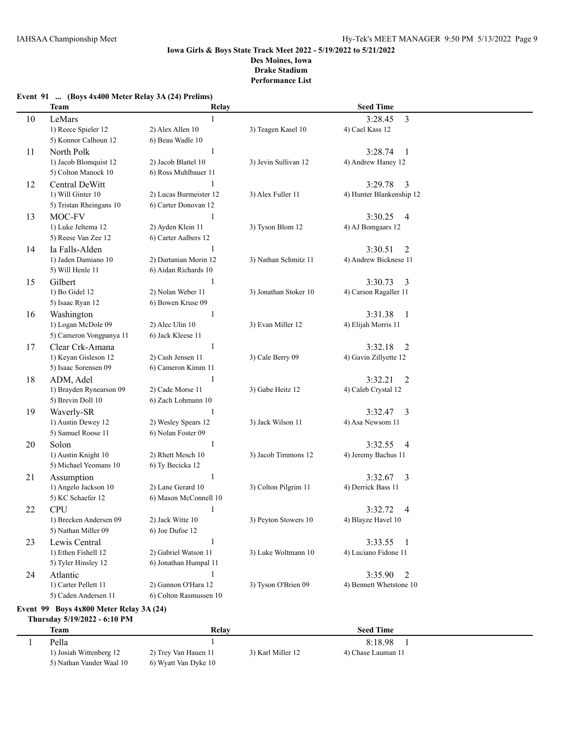**Iowa Girls & Boys State Track Meet 2022 - 5/19/2022 to 5/21/2022**
**Des Moines, Iowa**
**Drake Stadium**
**Performance List**

### Event 91 ... (Boys 4x400 Meter Relay 3A (24) Prelims)

| | Team | Relay | | Seed Time |
|---|---|---|---|---|
| 10 | LeMars | 1 | | 3:28.45 3 |
| | 1) Reece Spieler 12 | 2) Alex Allen 10 | 3) Teagen Kasel 10 | 4) Cael Kass 12 |
| | 5) Konnor Calhoun 12 | 6) Beau Wadle 10 | | |
| 11 | North Polk | 1 | | 3:28.74 1 |
| | 1) Jacob Blomquist 12 | 2) Jacob Blattel 10 | 3) Jevin Sullivan 12 | 4) Andrew Haney 12 |
| | 5) Colton Manock 10 | 6) Ross Muhlbauer 11 | | |
| 12 | Central DeWitt | 1 | | 3:29.78 3 |
| | 1) Will Ginter 10 | 2) Lucas Burmeister 12 | 3) Alex Fuller 11 | 4) Hunter Blankenship 12 |
| | 5) Tristan Rheingans 10 | 6) Carter Donovan 12 | | |
| 13 | MOC-FV | 1 | | 3:30.25 4 |
| | 1) Luke Jeltema 12 | 2) Ayden Klein 11 | 3) Tyson Blom 12 | 4) AJ Bomgaars 12 |
| | 5) Reese Van Zee 12 | 6) Carter Aalbers 12 | | |
| 14 | Ia Falls-Alden | 1 | | 3:30.51 2 |
| | 1) Jaden Damiano 10 | 2) Dartanian Morin 12 | 3) Nathan Schmitz 11 | 4) Andrew Bicknese 11 |
| | 5) Will Henle 11 | 6) Aidan Richards 10 | | |
| 15 | Gilbert | 1 | | 3:30.73 3 |
| | 1) Bo Gidel 12 | 2) Nolan Weber 11 | 3) Jonathan Stoker 10 | 4) Carson Ragaller 11 |
| | 5) Isaac Ryan 12 | 6) Bowen Kruse 09 | | |
| 16 | Washington | 1 | | 3:31.38 1 |
| | 1) Logan McDole 09 | 2) Alec Ulin 10 | 3) Evan Miller 12 | 4) Elijah Morris 11 |
| | 5) Cameron Vongpanya 11 | 6) Jack Kleese 11 | | |
| 17 | Clear Crk-Amana | 1 | | 3:32.18 2 |
| | 1) Keyan Gisleson 12 | 2) Cash Jensen 11 | 3) Cale Berry 09 | 4) Gavin Zillyette 12 |
| | 5) Isaac Sorensen 09 | 6) Cameron Kimm 11 | | |
| 18 | ADM, Adel | 1 | | 3:32.21 2 |
| | 1) Brayden Rynearson 09 | 2) Cade Morse 11 | 3) Gabe Heitz 12 | 4) Caleb Crystal 12 |
| | 5) Brevin Doll 10 | 6) Zach Lohmann 10 | | |
| 19 | Waverly-SR | 1 | | 3:32.47 3 |
| | 1) Austin Dewey 12 | 2) Wesley Spears 12 | 3) Jack Wilson 11 | 4) Asa Newsom 11 |
| | 5) Samuel Roose 11 | 6) Nolan Foster 09 | | |
| 20 | Solon | 1 | | 3:32.55 4 |
| | 1) Austin Knight 10 | 2) Rhett Mesch 10 | 3) Jacob Timmons 12 | 4) Jeremy Bachus 11 |
| | 5) Michael Yeomans 10 | 6) Ty Becicka 12 | | |
| 21 | Assumption | 1 | | 3:32.67 3 |
| | 1) Angelo Jackson 10 | 2) Lane Gerard 10 | 3) Colton Pilgrim 11 | 4) Derrick Bass 11 |
| | 5) KC Schaefer 12 | 6) Mason McConnell 10 | | |
| 22 | CPU | 1 | | 3:32.72 4 |
| | 1) Brecken Andersen 09 | 2) Jack Witte 10 | 3) Peyton Stowers 10 | 4) Blayze Havel 10 |
| | 5) Nathan Miller 09 | 6) Joe Dufoe 12 | | |
| 23 | Lewis Central | 1 | | 3:33.55 1 |
| | 1) Ethen Fishell 12 | 2) Gabriel Watson 11 | 3) Luke Woltmann 10 | 4) Luciano Fidone 11 |
| | 5) Tyler Hinsley 12 | 6) Jonathan Humpal 11 | | |
| 24 | Atlantic | 1 | | 3:35.90 2 |
| | 1) Carter Pellett 11 | 2) Gannon O'Hara 12 | 3) Tyson O'Brien 09 | 4) Bennett Whetstone 10 |
| | 5) Caden Andersen 11 | 6) Colton Rasmussen 10 | | |

### Event 99 Boys 4x800 Meter Relay 3A (24)

**Thursday 5/19/2022 - 6:10 PM**

| | Team | Relay | | Seed Time |
|---|---|---|---|---|
| 1 | Pella | 1 | | 8:18.98 1 |
| | 1) Josiah Wittenberg 12 | 2) Trey Van Hauen 11 | 3) Karl Miller 12 | 4) Chase Lauman 11 |
| | 5) Nathan Vander Waal 10 | 6) Wyatt Van Dyke 10 | | |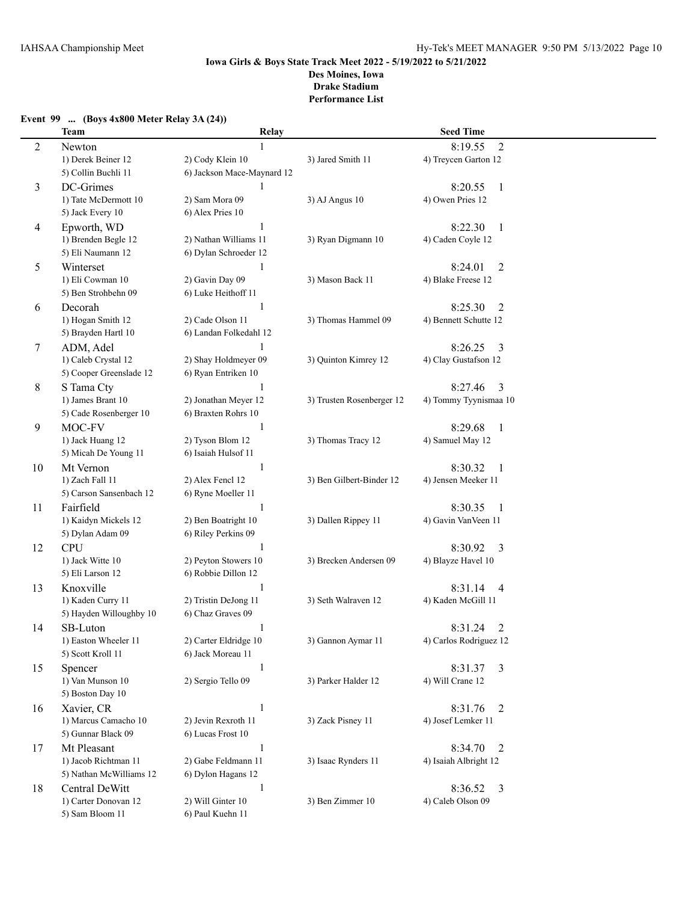**Iowa Girls & Boys State Track Meet 2022 - 5/19/2022 to 5/21/2022**
**Des Moines, Iowa**
**Drake Stadium**
**Performance List**

**Event 99 ... (Boys 4x800 Meter Relay 3A (24))**

| | Team | Relay | | Seed Time |
|---|---|---|---|---|
| 2 | Newton | 1 | | 8:19.55 2 |
| | 1) Derek Beiner 12 | 2) Cody Klein 10 | 3) Jared Smith 11 | 4) Treycen Garton 12 |
| | 5) Collin Buchli 11 | 6) Jackson Mace-Maynard 12 | | |
| 3 | DC-Grimes | 1 | | 8:20.55 1 |
| | 1) Tate McDermott 10 | 2) Sam Mora 09 | 3) AJ Angus 10 | 4) Owen Pries 12 |
| | 5) Jack Every 10 | 6) Alex Pries 10 | | |
| 4 | Epworth, WD | 1 | | 8:22.30 1 |
| | 1) Brenden Begle 12 | 2) Nathan Williams 11 | 3) Ryan Digmann 10 | 4) Caden Coyle 12 |
| | 5) Eli Naumann 12 | 6) Dylan Schroeder 12 | | |
| 5 | Winterset | 1 | | 8:24.01 2 |
| | 1) Eli Cowman 10 | 2) Gavin Day 09 | 3) Mason Back 11 | 4) Blake Freese 12 |
| | 5) Ben Strohbehn 09 | 6) Luke Heithoff 11 | | |
| 6 | Decorah | 1 | | 8:25.30 2 |
| | 1) Hogan Smith 12 | 2) Cade Olson 11 | 3) Thomas Hammel 09 | 4) Bennett Schutte 12 |
| | 5) Brayden Hartl 10 | 6) Landan Folkedahl 12 | | |
| 7 | ADM, Adel | 1 | | 8:26.25 3 |
| | 1) Caleb Crystal 12 | 2) Shay Holdmeyer 09 | 3) Quinton Kimrey 12 | 4) Clay Gustafson 12 |
| | 5) Cooper Greenslade 12 | 6) Ryan Entriken 10 | | |
| 8 | S Tama Cty | 1 | | 8:27.46 3 |
| | 1) James Brant 10 | 2) Jonathan Meyer 12 | 3) Trusten Rosenberger 12 | 4) Tommy Tyynismaa 10 |
| | 5) Cade Rosenberger 10 | 6) Braxten Rohrs 10 | | |
| 9 | MOC-FV | 1 | | 8:29.68 1 |
| | 1) Jack Huang 12 | 2) Tyson Blom 12 | 3) Thomas Tracy 12 | 4) Samuel May 12 |
| | 5) Micah De Young 11 | 6) Isaiah Hulsof 11 | | |
| 10 | Mt Vernon | 1 | | 8:30.32 1 |
| | 1) Zach Fall 11 | 2) Alex Fencl 12 | 3) Ben Gilbert-Binder 12 | 4) Jensen Meeker 11 |
| | 5) Carson Sansenbach 12 | 6) Ryne Moeller 11 | | |
| 11 | Fairfield | 1 | | 8:30.35 1 |
| | 1) Kaidyn Mickels 12 | 2) Ben Boatright 10 | 3) Dallen Rippey 11 | 4) Gavin VanVeen 11 |
| | 5) Dylan Adam 09 | 6) Riley Perkins 09 | | |
| 12 | CPU | 1 | | 8:30.92 3 |
| | 1) Jack Witte 10 | 2) Peyton Stowers 10 | 3) Brecken Andersen 09 | 4) Blayze Havel 10 |
| | 5) Eli Larson 12 | 6) Robbie Dillon 12 | | |
| 13 | Knoxville | 1 | | 8:31.14 4 |
| | 1) Kaden Curry 11 | 2) Tristin DeJong 11 | 3) Seth Walraven 12 | 4) Kaden McGill 11 |
| | 5) Hayden Willoughby 10 | 6) Chaz Graves 09 | | |
| 14 | SB-Luton | 1 | | 8:31.24 2 |
| | 1) Easton Wheeler 11 | 2) Carter Eldridge 10 | 3) Gannon Aymar 11 | 4) Carlos Rodriguez 12 |
| | 5) Scott Kroll 11 | 6) Jack Moreau 11 | | |
| 15 | Spencer | 1 | | 8:31.37 3 |
| | 1) Van Munson 10 | 2) Sergio Tello 09 | 3) Parker Halder 12 | 4) Will Crane 12 |
| | 5) Boston Day 10 | | | |
| 16 | Xavier, CR | 1 | | 8:31.76 2 |
| | 1) Marcus Camacho 10 | 2) Jevin Rexroth 11 | 3) Zack Pisney 11 | 4) Josef Lemker 11 |
| | 5) Gunnar Black 09 | 6) Lucas Frost 10 | | |
| 17 | Mt Pleasant | 1 | | 8:34.70 2 |
| | 1) Jacob Richtman 11 | 2) Gabe Feldmann 11 | 3) Isaac Rynders 11 | 4) Isaiah Albright 12 |
| | 5) Nathan McWilliams 12 | 6) Dylon Hagans 12 | | |
| 18 | Central DeWitt | 1 | | 8:36.52 3 |
| | 1) Carter Donovan 12 | 2) Will Ginter 10 | 3) Ben Zimmer 10 | 4) Caleb Olson 09 |
| | 5) Sam Bloom 11 | 6) Paul Kuehn 11 | | |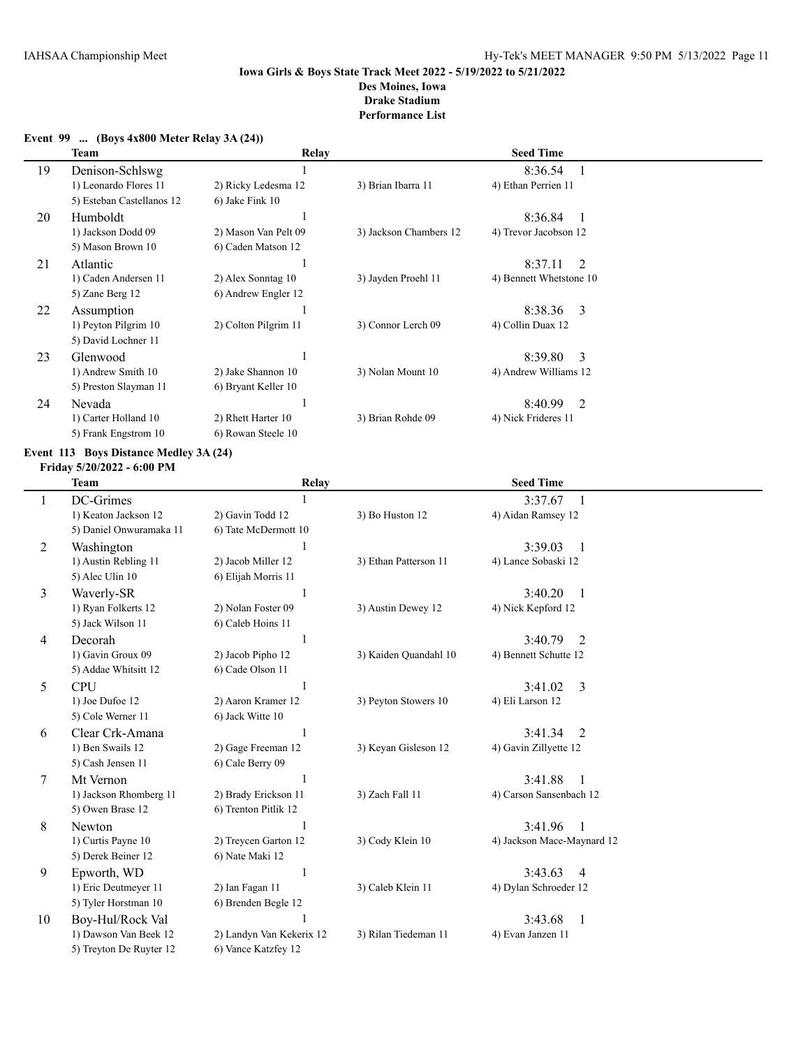**Iowa Girls & Boys State Track Meet 2022 - 5/19/2022 to 5/21/2022**
**Des Moines, Iowa**
**Drake Stadium**
**Performance List**

### Event 99 ... (Boys 4x800 Meter Relay 3A (24))

| | Team | Relay | | Seed Time |
|---|---|---|---|---|
| 19 | Denison-Schlswg | 1 | | 8:36.54 1 |
| | 1) Leonardo Flores 11 | 2) Ricky Ledesma 12 | 3) Brian Ibarra 11 | 4) Ethan Perrien 11 |
| | 5) Esteban Castellanos 12 | 6) Jake Fink 10 | | |
| 20 | Humboldt | 1 | | 8:36.84 1 |
| | 1) Jackson Dodd 09 | 2) Mason Van Pelt 09 | 3) Jackson Chambers 12 | 4) Trevor Jacobson 12 |
| | 5) Mason Brown 10 | 6) Caden Matson 12 | | |
| 21 | Atlantic | 1 | | 8:37.11 2 |
| | 1) Caden Andersen 11 | 2) Alex Sonntag 10 | 3) Jayden Proehl 11 | 4) Bennett Whetstone 10 |
| | 5) Zane Berg 12 | 6) Andrew Engler 12 | | |
| 22 | Assumption | 1 | | 8:38.36 3 |
| | 1) Peyton Pilgrim 10 | 2) Colton Pilgrim 11 | 3) Connor Lerch 09 | 4) Collin Duax 12 |
| | 5) David Lochner 11 | | | |
| 23 | Glenwood | 1 | | 8:39.80 3 |
| | 1) Andrew Smith 10 | 2) Jake Shannon 10 | 3) Nolan Mount 10 | 4) Andrew Williams 12 |
| | 5) Preston Slayman 11 | 6) Bryant Keller 10 | | |
| 24 | Nevada | 1 | | 8:40.99 2 |
| | 1) Carter Holland 10 | 2) Rhett Harter 10 | 3) Brian Rohde 09 | 4) Nick Frideres 11 |
| | 5) Frank Engstrom 10 | 6) Rowan Steele 10 | | |

### Event 113 Boys Distance Medley 3A (24)

**Friday 5/20/2022 - 6:00 PM**

| | Team | Relay | | Seed Time |
|---|---|---|---|---|
| 1 | DC-Grimes | 1 | | 3:37.67 1 |
| | 1) Keaton Jackson 12 | 2) Gavin Todd 12 | 3) Bo Huston 12 | 4) Aidan Ramsey 12 |
| | 5) Daniel Onwuramaka 11 | 6) Tate McDermott 10 | | |
| 2 | Washington | 1 | | 3:39.03 1 |
| | 1) Austin Rebling 11 | 2) Jacob Miller 12 | 3) Ethan Patterson 11 | 4) Lance Sobaski 12 |
| | 5) Alec Ulin 10 | 6) Elijah Morris 11 | | |
| 3 | Waverly-SR | 1 | | 3:40.20 1 |
| | 1) Ryan Folkerts 12 | 2) Nolan Foster 09 | 3) Austin Dewey 12 | 4) Nick Kepford 12 |
| | 5) Jack Wilson 11 | 6) Caleb Hoins 11 | | |
| 4 | Decorah | 1 | | 3:40.79 2 |
| | 1) Gavin Groux 09 | 2) Jacob Pipho 12 | 3) Kaiden Quandahl 10 | 4) Bennett Schutte 12 |
| | 5) Addae Whitsitt 12 | 6) Cade Olson 11 | | |
| 5 | CPU | 1 | | 3:41.02 3 |
| | 1) Joe Dufoe 12 | 2) Aaron Kramer 12 | 3) Peyton Stowers 10 | 4) Eli Larson 12 |
| | 5) Cole Werner 11 | 6) Jack Witte 10 | | |
| 6 | Clear Crk-Amana | 1 | | 3:41.34 2 |
| | 1) Ben Swails 12 | 2) Gage Freeman 12 | 3) Keyan Gisleson 12 | 4) Gavin Zillyette 12 |
| | 5) Cash Jensen 11 | 6) Cale Berry 09 | | |
| 7 | Mt Vernon | 1 | | 3:41.88 1 |
| | 1) Jackson Rhomberg 11 | 2) Brady Erickson 11 | 3) Zach Fall 11 | 4) Carson Sansenbach 12 |
| | 5) Owen Brase 12 | 6) Trenton Pitlik 12 | | |
| 8 | Newton | 1 | | 3:41.96 1 |
| | 1) Curtis Payne 10 | 2) Treycen Garton 12 | 3) Cody Klein 10 | 4) Jackson Mace-Maynard 12 |
| | 5) Derek Beiner 12 | 6) Nate Maki 12 | | |
| 9 | Epworth, WD | 1 | | 3:43.63 4 |
| | 1) Eric Deutmeyer 11 | 2) Ian Fagan 11 | 3) Caleb Klein 11 | 4) Dylan Schroeder 12 |
| | 5) Tyler Horstman 10 | 6) Brenden Begle 12 | | |
| 10 | Boy-Hul/Rock Val | 1 | | 3:43.68 1 |
| | 1) Dawson Van Beek 12 | 2) Landyn Van Kekerix 12 | 3) Rilan Tiedeman 11 | 4) Evan Janzen 11 |
| | 5) Treyton De Ruyter 12 | 6) Vance Katzfey 12 | | |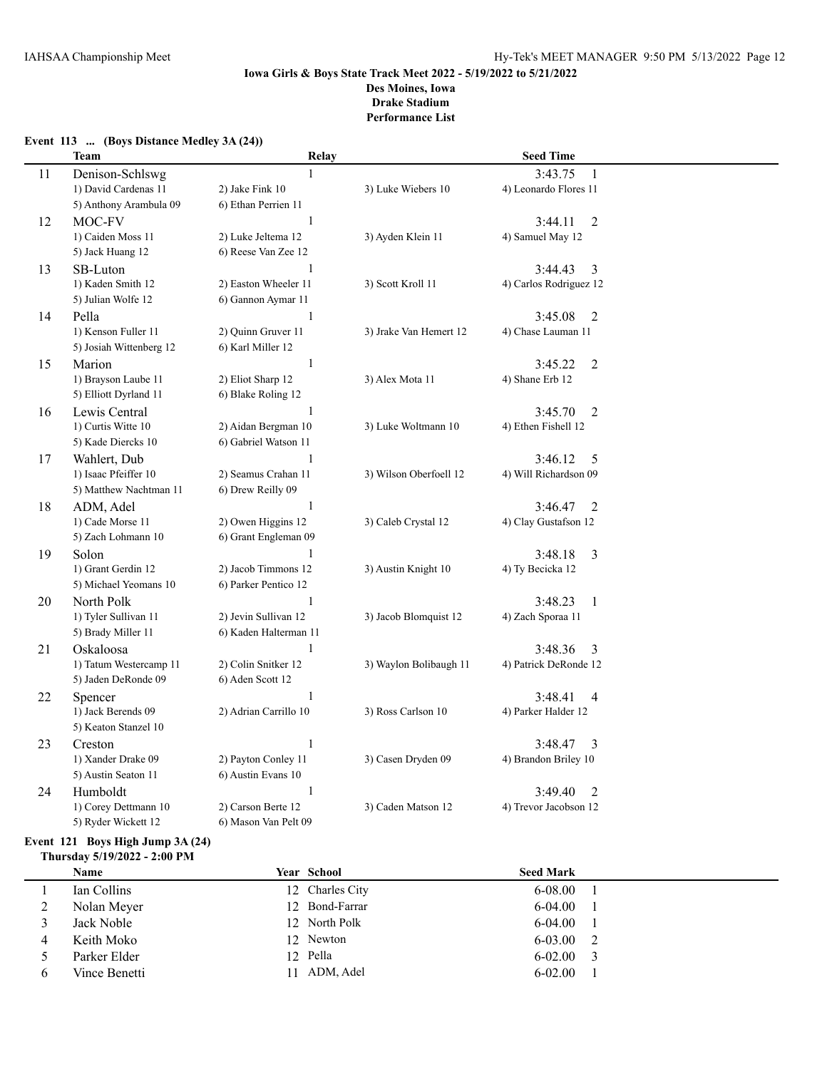**Iowa Girls & Boys State Track Meet 2022 - 5/19/2022 to 5/21/2022**
**Des Moines, Iowa**
**Drake Stadium**
**Performance List**

### Event 113 ... (Boys Distance Medley 3A (24))

| | Team | Relay | | Seed Time | |
|---|---|---|---|---|---|
| 11 | Denison-Schlswg | 1 | | 3:43.75 | 1 |
| | 1) David Cardenas 11 | 2) Jake Fink 10 | 3) Luke Wiebers 10 | 4) Leonardo Flores 11 | |
| | 5) Anthony Arambula 09 | 6) Ethan Perrien 11 | | | |
| 12 | MOC-FV | 1 | | 3:44.11 | 2 |
| | 1) Caiden Moss 11 | 2) Luke Jeltema 12 | 3) Ayden Klein 11 | 4) Samuel May 12 | |
| | 5) Jack Huang 12 | 6) Reese Van Zee 12 | | | |
| 13 | SB-Luton | 1 | | 3:44.43 | 3 |
| | 1) Kaden Smith 12 | 2) Easton Wheeler 11 | 3) Scott Kroll 11 | 4) Carlos Rodriguez 12 | |
| | 5) Julian Wolfe 12 | 6) Gannon Aymar 11 | | | |
| 14 | Pella | 1 | | 3:45.08 | 2 |
| | 1) Kenson Fuller 11 | 2) Quinn Gruver 11 | 3) Jrake Van Hemert 12 | 4) Chase Lauman 11 | |
| | 5) Josiah Wittenberg 12 | 6) Karl Miller 12 | | | |
| 15 | Marion | 1 | | 3:45.22 | 2 |
| | 1) Brayson Laube 11 | 2) Eliot Sharp 12 | 3) Alex Mota 11 | 4) Shane Erb 12 | |
| | 5) Elliott Dyrland 11 | 6) Blake Roling 12 | | | |
| 16 | Lewis Central | 1 | | 3:45.70 | 2 |
| | 1) Curtis Witte 10 | 2) Aidan Bergman 10 | 3) Luke Woltmann 10 | 4) Ethen Fishell 12 | |
| | 5) Kade Diercks 10 | 6) Gabriel Watson 11 | | | |
| 17 | Wahlert, Dub | 1 | | 3:46.12 | 5 |
| | 1) Isaac Pfeiffer 10 | 2) Seamus Crahan 11 | 3) Wilson Oberfoell 12 | 4) Will Richardson 09 | |
| | 5) Matthew Nachtman 11 | 6) Drew Reilly 09 | | | |
| 18 | ADM, Adel | 1 | | 3:46.47 | 2 |
| | 1) Cade Morse 11 | 2) Owen Higgins 12 | 3) Caleb Crystal 12 | 4) Clay Gustafson 12 | |
| | 5) Zach Lohmann 10 | 6) Grant Engleman 09 | | | |
| 19 | Solon | 1 | | 3:48.18 | 3 |
| | 1) Grant Gerdin 12 | 2) Jacob Timmons 12 | 3) Austin Knight 10 | 4) Ty Becicka 12 | |
| | 5) Michael Yeomans 10 | 6) Parker Pentico 12 | | | |
| 20 | North Polk | 1 | | 3:48.23 | 1 |
| | 1) Tyler Sullivan 11 | 2) Jevin Sullivan 12 | 3) Jacob Blomquist 12 | 4) Zach Sporaa 11 | |
| | 5) Brady Miller 11 | 6) Kaden Halterman 11 | | | |
| 21 | Oskaloosa | 1 | | 3:48.36 | 3 |
| | 1) Tatum Westercamp 11 | 2) Colin Snitker 12 | 3) Waylon Bolibaugh 11 | 4) Patrick DeRonde 12 | |
| | 5) Jaden DeRonde 09 | 6) Aden Scott 12 | | | |
| 22 | Spencer | 1 | | 3:48.41 | 4 |
| | 1) Jack Berends 09 | 2) Adrian Carrillo 10 | 3) Ross Carlson 10 | 4) Parker Halder 12 | |
| | 5) Keaton Stanzel 10 | | | | |
| 23 | Creston | 1 | | 3:48.47 | 3 |
| | 1) Xander Drake 09 | 2) Payton Conley 11 | 3) Casen Dryden 09 | 4) Brandon Briley 10 | |
| | 5) Austin Seaton 11 | 6) Austin Evans 10 | | | |
| 24 | Humboldt | 1 | | 3:49.40 | 2 |
| | 1) Corey Dettmann 10 | 2) Carson Berte 12 | 3) Caden Matson 12 | 4) Trevor Jacobson 12 | |
| | 5) Ryder Wickett 12 | 6) Mason Van Pelt 09 | | | |

### Event 121 Boys High Jump 3A (24)
**Thursday 5/19/2022 - 2:00 PM**

| | Name | Year | School | Seed Mark | |
|---|---|---|---|---|---|
| 1 | Ian Collins | 12 | Charles City | 6-08.00 | 1 |
| 2 | Nolan Meyer | 12 | Bond-Farrar | 6-04.00 | 1 |
| 3 | Jack Noble | 12 | North Polk | 6-04.00 | 1 |
| 4 | Keith Moko | 12 | Newton | 6-03.00 | 2 |
| 5 | Parker Elder | 12 | Pella | 6-02.00 | 3 |
| 6 | Vince Benetti | 11 | ADM, Adel | 6-02.00 | 1 |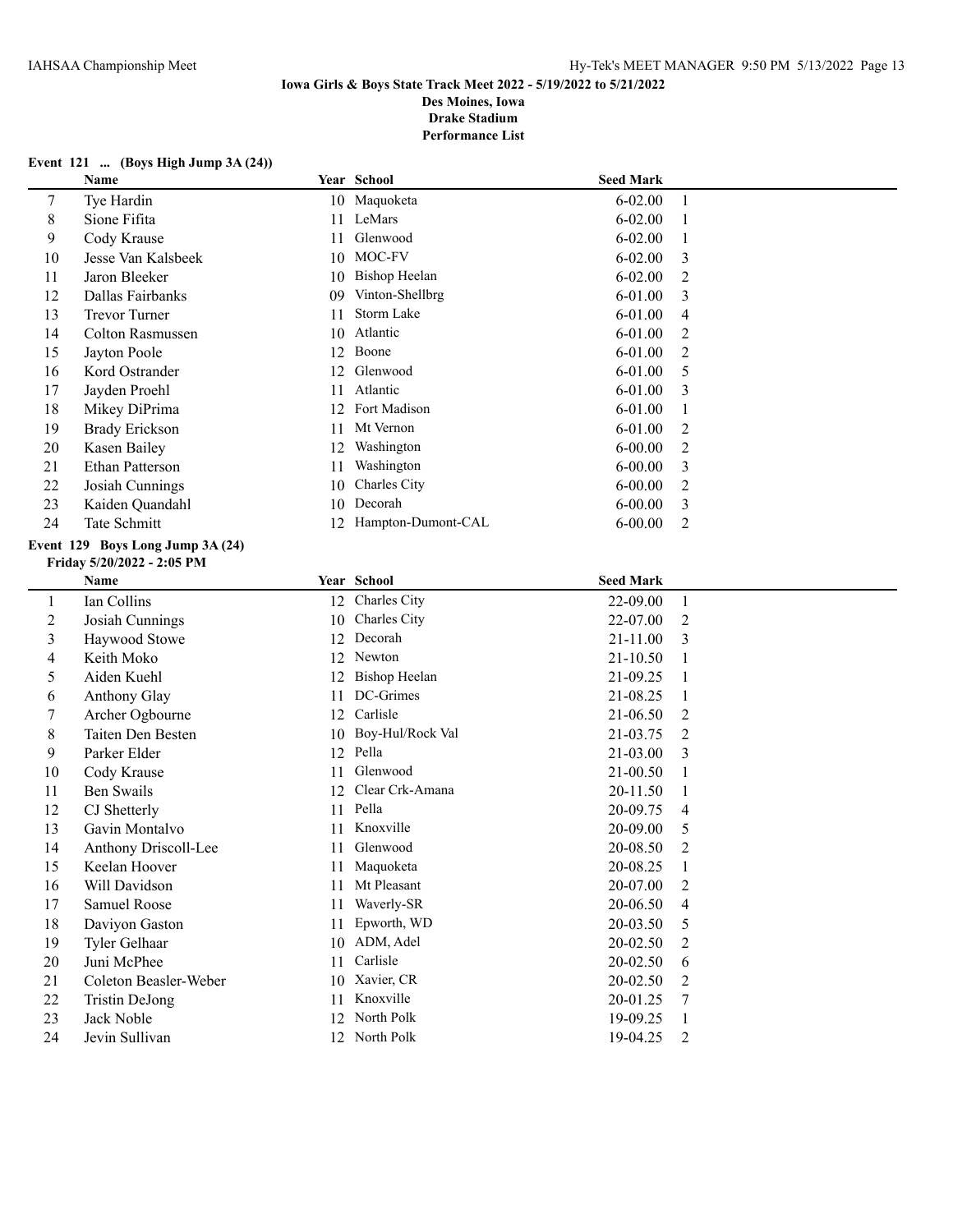**Iowa Girls & Boys State Track Meet 2022 - 5/19/2022 to 5/21/2022**
**Des Moines, Iowa**
**Drake Stadium**
**Performance List**

**Event 121 ... (Boys High Jump 3A (24))**

| | Name | Year | School | Seed Mark | |
|---|---|---|---|---|---|
| 7 | Tye Hardin | 10 | Maquoketa | 6-02.00 | 1 |
| 8 | Sione Fifita | 11 | LeMars | 6-02.00 | 1 |
| 9 | Cody Krause | 11 | Glenwood | 6-02.00 | 1 |
| 10 | Jesse Van Kalsbeek | 10 | MOC-FV | 6-02.00 | 3 |
| 11 | Jaron Bleeker | 10 | Bishop Heelan | 6-02.00 | 2 |
| 12 | Dallas Fairbanks | 09 | Vinton-Shellbrg | 6-01.00 | 3 |
| 13 | Trevor Turner | 11 | Storm Lake | 6-01.00 | 4 |
| 14 | Colton Rasmussen | 10 | Atlantic | 6-01.00 | 2 |
| 15 | Jayton Poole | 12 | Boone | 6-01.00 | 2 |
| 16 | Kord Ostrander | 12 | Glenwood | 6-01.00 | 5 |
| 17 | Jayden Proehl | 11 | Atlantic | 6-01.00 | 3 |
| 18 | Mikey DiPrima | 12 | Fort Madison | 6-01.00 | 1 |
| 19 | Brady Erickson | 11 | Mt Vernon | 6-01.00 | 2 |
| 20 | Kasen Bailey | 12 | Washington | 6-00.00 | 2 |
| 21 | Ethan Patterson | 11 | Washington | 6-00.00 | 3 |
| 22 | Josiah Cunnings | 10 | Charles City | 6-00.00 | 2 |
| 23 | Kaiden Quandahl | 10 | Decorah | 6-00.00 | 3 |
| 24 | Tate Schmitt | 12 | Hampton-Dumont-CAL | 6-00.00 | 2 |

**Event 129 Boys Long Jump 3A (24)**
**Friday 5/20/2022 - 2:05 PM**

| | Name | Year | School | Seed Mark | |
|---|---|---|---|---|---|
| 1 | Ian Collins | 12 | Charles City | 22-09.00 | 1 |
| 2 | Josiah Cunnings | 10 | Charles City | 22-07.00 | 2 |
| 3 | Haywood Stowe | 12 | Decorah | 21-11.00 | 3 |
| 4 | Keith Moko | 12 | Newton | 21-10.50 | 1 |
| 5 | Aiden Kuehl | 12 | Bishop Heelan | 21-09.25 | 1 |
| 6 | Anthony Glay | 11 | DC-Grimes | 21-08.25 | 1 |
| 7 | Archer Ogbourne | 12 | Carlisle | 21-06.50 | 2 |
| 8 | Taiten Den Besten | 10 | Boy-Hul/Rock Val | 21-03.75 | 2 |
| 9 | Parker Elder | 12 | Pella | 21-03.00 | 3 |
| 10 | Cody Krause | 11 | Glenwood | 21-00.50 | 1 |
| 11 | Ben Swails | 12 | Clear Crk-Amana | 20-11.50 | 1 |
| 12 | CJ Shetterly | 11 | Pella | 20-09.75 | 4 |
| 13 | Gavin Montalvo | 11 | Knoxville | 20-09.00 | 5 |
| 14 | Anthony Driscoll-Lee | 11 | Glenwood | 20-08.50 | 2 |
| 15 | Keelan Hoover | 11 | Maquoketa | 20-08.25 | 1 |
| 16 | Will Davidson | 11 | Mt Pleasant | 20-07.00 | 2 |
| 17 | Samuel Roose | 11 | Waverly-SR | 20-06.50 | 4 |
| 18 | Daviyon Gaston | 11 | Epworth, WD | 20-03.50 | 5 |
| 19 | Tyler Gelhaar | 10 | ADM, Adel | 20-02.50 | 2 |
| 20 | Juni McPhee | 11 | Carlisle | 20-02.50 | 6 |
| 21 | Coleton Beasler-Weber | 10 | Xavier, CR | 20-02.50 | 2 |
| 22 | Tristin DeJong | 11 | Knoxville | 20-01.25 | 7 |
| 23 | Jack Noble | 12 | North Polk | 19-09.25 | 1 |
| 24 | Jevin Sullivan | 12 | North Polk | 19-04.25 | 2 |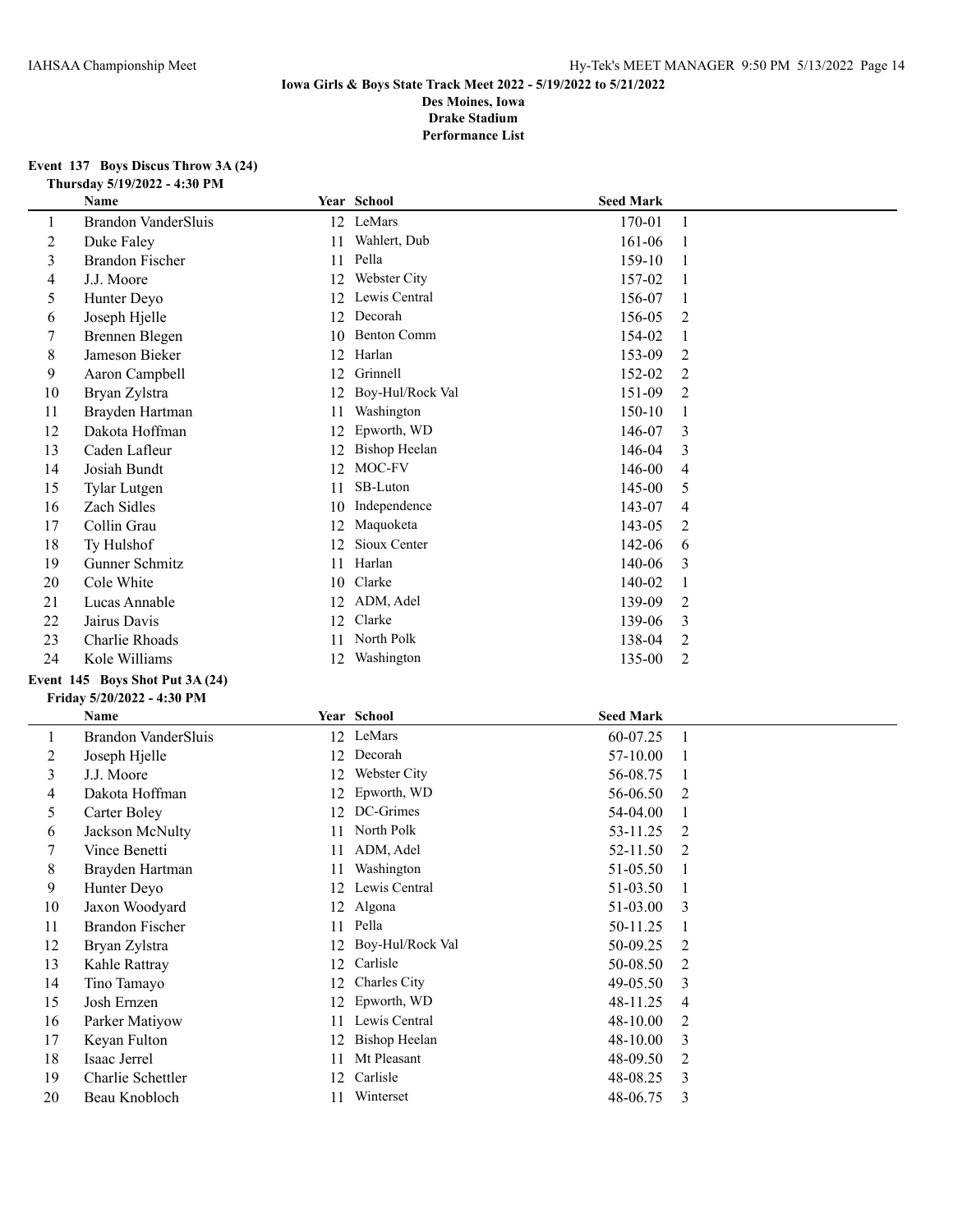**Iowa Girls & Boys State Track Meet 2022 - 5/19/2022 to 5/21/2022**
**Des Moines, Iowa**
**Drake Stadium**
**Performance List**

**Event 137 Boys Discus Throw 3A (24)**
**Thursday 5/19/2022 - 4:30 PM**

| | Name | Year | School | Seed Mark | |
|---|---|---|---|---|---|
| 1 | Brandon VanderSluis | 12 | LeMars | 170-01 | 1 |
| 2 | Duke Faley | 11 | Wahlert, Dub | 161-06 | 1 |
| 3 | Brandon Fischer | 11 | Pella | 159-10 | 1 |
| 4 | J.J. Moore | 12 | Webster City | 157-02 | 1 |
| 5 | Hunter Deyo | 12 | Lewis Central | 156-07 | 1 |
| 6 | Joseph Hjelle | 12 | Decorah | 156-05 | 2 |
| 7 | Brennen Blegen | 10 | Benton Comm | 154-02 | 1 |
| 8 | Jameson Bieker | 12 | Harlan | 153-09 | 2 |
| 9 | Aaron Campbell | 12 | Grinnell | 152-02 | 2 |
| 10 | Bryan Zylstra | 12 | Boy-Hul/Rock Val | 151-09 | 2 |
| 11 | Brayden Hartman | 11 | Washington | 150-10 | 1 |
| 12 | Dakota Hoffman | 12 | Epworth, WD | 146-07 | 3 |
| 13 | Caden Lafleur | 12 | Bishop Heelan | 146-04 | 3 |
| 14 | Josiah Bundt | 12 | MOC-FV | 146-00 | 4 |
| 15 | Tylar Lutgen | 11 | SB-Luton | 145-00 | 5 |
| 16 | Zach Sidles | 10 | Independence | 143-07 | 4 |
| 17 | Collin Grau | 12 | Maquoketa | 143-05 | 2 |
| 18 | Ty Hulshof | 12 | Sioux Center | 142-06 | 6 |
| 19 | Gunner Schmitz | 11 | Harlan | 140-06 | 3 |
| 20 | Cole White | 10 | Clarke | 140-02 | 1 |
| 21 | Lucas Annable | 12 | ADM, Adel | 139-09 | 2 |
| 22 | Jairus Davis | 12 | Clarke | 139-06 | 3 |
| 23 | Charlie Rhoads | 11 | North Polk | 138-04 | 2 |
| 24 | Kole Williams | 12 | Washington | 135-00 | 2 |

**Event 145 Boys Shot Put 3A (24)**
**Friday 5/20/2022 - 4:30 PM**

| | Name | Year | School | Seed Mark | |
|---|---|---|---|---|---|
| 1 | Brandon VanderSluis | 12 | LeMars | 60-07.25 | 1 |
| 2 | Joseph Hjelle | 12 | Decorah | 57-10.00 | 1 |
| 3 | J.J. Moore | 12 | Webster City | 56-08.75 | 1 |
| 4 | Dakota Hoffman | 12 | Epworth, WD | 56-06.50 | 2 |
| 5 | Carter Boley | 12 | DC-Grimes | 54-04.00 | 1 |
| 6 | Jackson McNulty | 11 | North Polk | 53-11.25 | 2 |
| 7 | Vince Benetti | 11 | ADM, Adel | 52-11.50 | 2 |
| 8 | Brayden Hartman | 11 | Washington | 51-05.50 | 1 |
| 9 | Hunter Deyo | 12 | Lewis Central | 51-03.50 | 1 |
| 10 | Jaxon Woodyard | 12 | Algona | 51-03.00 | 3 |
| 11 | Brandon Fischer | 11 | Pella | 50-11.25 | 1 |
| 12 | Bryan Zylstra | 12 | Boy-Hul/Rock Val | 50-09.25 | 2 |
| 13 | Kahle Rattray | 12 | Carlisle | 50-08.50 | 2 |
| 14 | Tino Tamayo | 12 | Charles City | 49-05.50 | 3 |
| 15 | Josh Ernzen | 12 | Epworth, WD | 48-11.25 | 4 |
| 16 | Parker Matiyow | 11 | Lewis Central | 48-10.00 | 2 |
| 17 | Keyan Fulton | 12 | Bishop Heelan | 48-10.00 | 3 |
| 18 | Isaac Jerrel | 11 | Mt Pleasant | 48-09.50 | 2 |
| 19 | Charlie Schettler | 12 | Carlisle | 48-08.25 | 3 |
| 20 | Beau Knobloch | 11 | Winterset | 48-06.75 | 3 |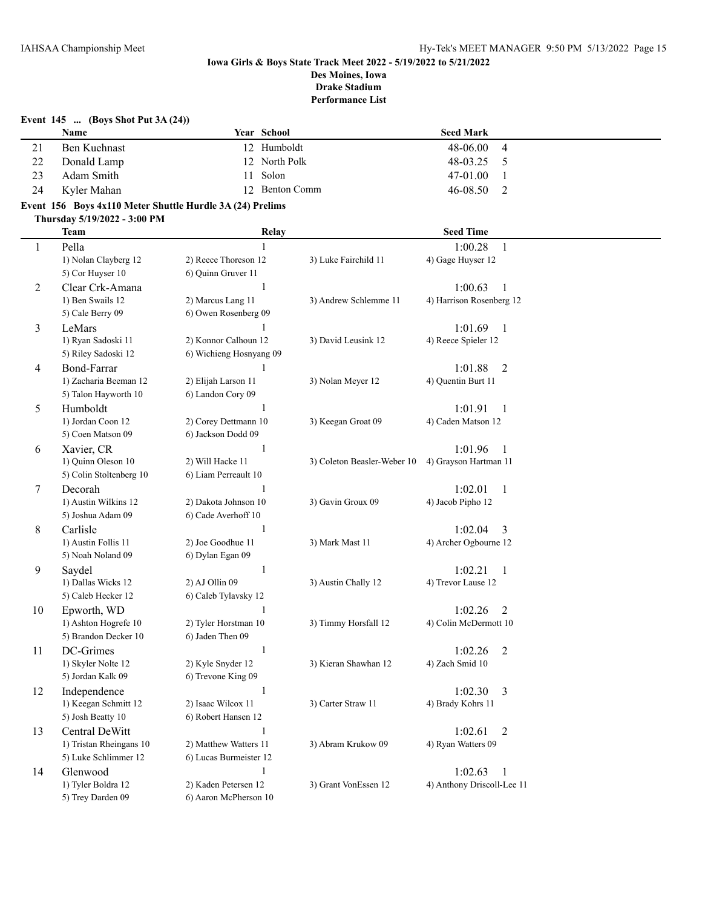**Iowa Girls & Boys State Track Meet 2022 - 5/19/2022 to 5/21/2022**
**Des Moines, Iowa**
**Drake Stadium**
**Performance List**

**Event 145 ... (Boys Shot Put 3A (24))**

| | Name | Year | School | Seed Mark | |
|---|---|---|---|---|---|
| 21 | Ben Kuehnast | 12 | Humboldt | 48-06.00 | 4 |
| 22 | Donald Lamp | 12 | North Polk | 48-03.25 | 5 |
| 23 | Adam Smith | 11 | Solon | 47-01.00 | 1 |
| 24 | Kyler Mahan | 12 | Benton Comm | 46-08.50 | 2 |

**Event 156 Boys 4x110 Meter Shuttle Hurdle 3A (24) Prelims**

**Thursday 5/19/2022 - 3:00 PM**

| | Team | Relay | | Seed Time | |
|---|---|---|---|---|---|
| 1 | Pella | 1 | | 1:00.28 | 1 |
| | 1) Nolan Clayberg 12 | 2) Reece Thoreson 12 | 3) Luke Fairchild 11 | 4) Gage Huyser 12 | |
| | 5) Cor Huyser 10 | 6) Quinn Gruver 11 | | | |
| 2 | Clear Crk-Amana | 1 | | 1:00.63 | 1 |
| | 1) Ben Swails 12 | 2) Marcus Lang 11 | 3) Andrew Schlemme 11 | 4) Harrison Rosenberg 12 | |
| | 5) Cale Berry 09 | 6) Owen Rosenberg 09 | | | |
| 3 | LeMars | 1 | | 1:01.69 | 1 |
| | 1) Ryan Sadoski 11 | 2) Konnor Calhoun 12 | 3) David Leusink 12 | 4) Reece Spieler 12 | |
| | 5) Riley Sadoski 12 | 6) Wichieng Hosnyang 09 | | | |
| 4 | Bond-Farrar | 1 | | 1:01.88 | 2 |
| | 1) Zacharia Beeman 12 | 2) Elijah Larson 11 | 3) Nolan Meyer 12 | 4) Quentin Burt 11 | |
| | 5) Talon Hayworth 10 | 6) Landon Cory 09 | | | |
| 5 | Humboldt | 1 | | 1:01.91 | 1 |
| | 1) Jordan Coon 12 | 2) Corey Dettmann 10 | 3) Keegan Groat 09 | 4) Caden Matson 12 | |
| | 5) Coen Matson 09 | 6) Jackson Dodd 09 | | | |
| 6 | Xavier, CR | 1 | | 1:01.96 | 1 |
| | 1) Quinn Oleson 10 | 2) Will Hacke 11 | 3) Coleton Beasler-Weber 10 | 4) Grayson Hartman 11 | |
| | 5) Colin Stoltenberg 10 | 6) Liam Perreault 10 | | | |
| 7 | Decorah | 1 | | 1:02.01 | 1 |
| | 1) Austin Wilkins 12 | 2) Dakota Johnson 10 | 3) Gavin Groux 09 | 4) Jacob Pipho 12 | |
| | 5) Joshua Adam 09 | 6) Cade Averhoff 10 | | | |
| 8 | Carlisle | 1 | | 1:02.04 | 3 |
| | 1) Austin Follis 11 | 2) Joe Goodhue 11 | 3) Mark Mast 11 | 4) Archer Ogbourne 12 | |
| | 5) Noah Noland 09 | 6) Dylan Egan 09 | | | |
| 9 | Saydel | 1 | | 1:02.21 | 1 |
| | 1) Dallas Wicks 12 | 2) AJ Ollin 09 | 3) Austin Chally 12 | 4) Trevor Lause 12 | |
| | 5) Caleb Hecker 12 | 6) Caleb Tylavsky 12 | | | |
| 10 | Epworth, WD | 1 | | 1:02.26 | 2 |
| | 1) Ashton Hogrefe 10 | 2) Tyler Horstman 10 | 3) Timmy Horsfall 12 | 4) Colin McDermott 10 | |
| | 5) Brandon Decker 10 | 6) Jaden Then 09 | | | |
| 11 | DC-Grimes | 1 | | 1:02.26 | 2 |
| | 1) Skyler Nolte 12 | 2) Kyle Snyder 12 | 3) Kieran Shawhan 12 | 4) Zach Smid 10 | |
| | 5) Jordan Kalk 09 | 6) Trevone King 09 | | | |
| 12 | Independence | 1 | | 1:02.30 | 3 |
| | 1) Keegan Schmitt 12 | 2) Isaac Wilcox 11 | 3) Carter Straw 11 | 4) Brady Kohrs 11 | |
| | 5) Josh Beatty 10 | 6) Robert Hansen 12 | | | |
| 13 | Central DeWitt | 1 | | 1:02.61 | 2 |
| | 1) Tristan Rheingans 10 | 2) Matthew Watters 11 | 3) Abram Krukow 09 | 4) Ryan Watters 09 | |
| | 5) Luke Schlimmer 12 | 6) Lucas Burmeister 12 | | | |
| 14 | Glenwood | 1 | | 1:02.63 | 1 |
| | 1) Tyler Boldra 12 | 2) Kaden Petersen 12 | 3) Grant VonEssen 12 | 4) Anthony Driscoll-Lee 11 | |
| | 5) Trey Darden 09 | 6) Aaron McPherson 10 | | | |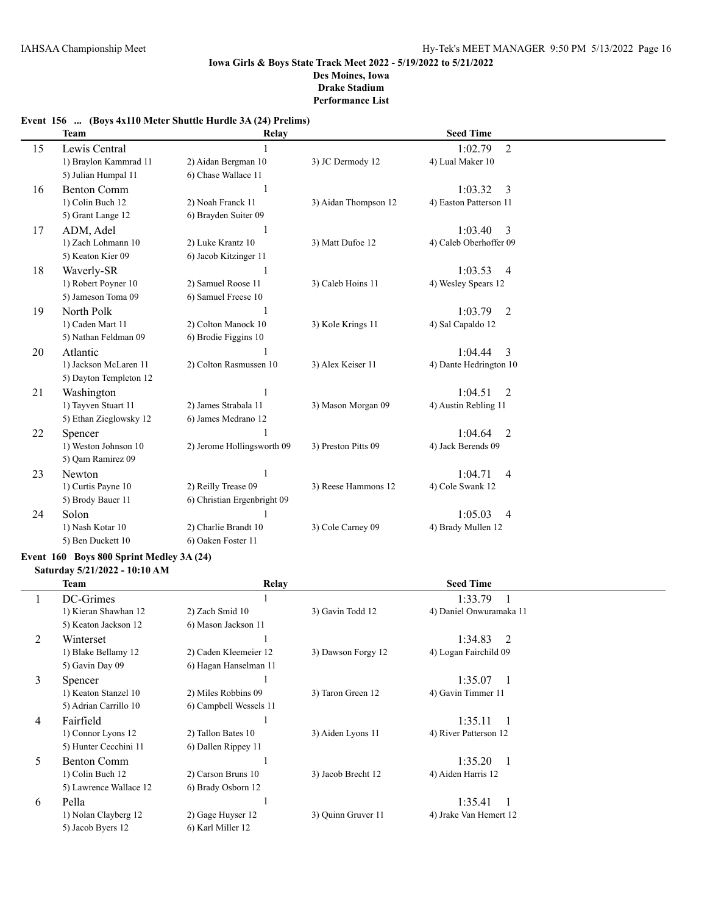**Iowa Girls & Boys State Track Meet 2022 - 5/19/2022 to 5/21/2022**
**Des Moines, Iowa**
**Drake Stadium**
**Performance List**

### Event 156 ... (Boys 4x110 Meter Shuttle Hurdle 3A (24) Prelims)

| | Team | Relay | | Seed Time |
|---|---|---|---|---|
| 15 | Lewis Central | 1 | | 1:02.79 2 |
| | 1) Braylon Kammrad 11 | 2) Aidan Bergman 10 | 3) JC Dermody 12 | 4) Lual Maker 10 |
| | 5) Julian Humpal 11 | 6) Chase Wallace 11 | | |
| 16 | Benton Comm | 1 | | 1:03.32 3 |
| | 1) Colin Buch 12 | 2) Noah Franck 11 | 3) Aidan Thompson 12 | 4) Easton Patterson 11 |
| | 5) Grant Lange 12 | 6) Brayden Suiter 09 | | |
| 17 | ADM, Adel | 1 | | 1:03.40 3 |
| | 1) Zach Lohmann 10 | 2) Luke Krantz 10 | 3) Matt Dufoe 12 | 4) Caleb Oberhoffer 09 |
| | 5) Keaton Kier 09 | 6) Jacob Kitzinger 11 | | |
| 18 | Waverly-SR | 1 | | 1:03.53 4 |
| | 1) Robert Poyner 10 | 2) Samuel Roose 11 | 3) Caleb Hoins 11 | 4) Wesley Spears 12 |
| | 5) Jameson Toma 09 | 6) Samuel Freese 10 | | |
| 19 | North Polk | 1 | | 1:03.79 2 |
| | 1) Caden Mart 11 | 2) Colton Manock 10 | 3) Kole Krings 11 | 4) Sal Capaldo 12 |
| | 5) Nathan Feldman 09 | 6) Brodie Figgins 10 | | |
| 20 | Atlantic | 1 | | 1:04.44 3 |
| | 1) Jackson McLaren 11 | 2) Colton Rasmussen 10 | 3) Alex Keiser 11 | 4) Dante Hedrington 10 |
| | 5) Dayton Templeton 12 | | | |
| 21 | Washington | 1 | | 1:04.51 2 |
| | 1) Tayven Stuart 11 | 2) James Strabala 11 | 3) Mason Morgan 09 | 4) Austin Rebling 11 |
| | 5) Ethan Zieglowsky 12 | 6) James Medrano 12 | | |
| 22 | Spencer | 1 | | 1:04.64 2 |
| | 1) Weston Johnson 10 | 2) Jerome Hollingsworth 09 | 3) Preston Pitts 09 | 4) Jack Berends 09 |
| | 5) Qam Ramirez 09 | | | |
| 23 | Newton | 1 | | 1:04.71 4 |
| | 1) Curtis Payne 10 | 2) Reilly Trease 09 | 3) Reese Hammons 12 | 4) Cole Swank 12 |
| | 5) Brody Bauer 11 | 6) Christian Ergenbright 09 | | |
| 24 | Solon | 1 | | 1:05.03 4 |
| | 1) Nash Kotar 10 | 2) Charlie Brandt 10 | 3) Cole Carney 09 | 4) Brady Mullen 12 |
| | 5) Ben Duckett 10 | 6) Oaken Foster 11 | | |

### Event 160 Boys 800 Sprint Medley 3A (24)

**Saturday 5/21/2022 - 10:10 AM**

| | Team | Relay | | Seed Time |
|---|---|---|---|---|
| 1 | DC-Grimes | 1 | | 1:33.79 1 |
| | 1) Kieran Shawhan 12 | 2) Zach Smid 10 | 3) Gavin Todd 12 | 4) Daniel Onwuramaka 11 |
| | 5) Keaton Jackson 12 | 6) Mason Jackson 11 | | |
| 2 | Winterset | 1 | | 1:34.83 2 |
| | 1) Blake Bellamy 12 | 2) Caden Kleemeier 12 | 3) Dawson Forgy 12 | 4) Logan Fairchild 09 |
| | 5) Gavin Day 09 | 6) Hagan Hanselman 11 | | |
| 3 | Spencer | 1 | | 1:35.07 1 |
| | 1) Keaton Stanzel 10 | 2) Miles Robbins 09 | 3) Taron Green 12 | 4) Gavin Timmer 11 |
| | 5) Adrian Carrillo 10 | 6) Campbell Wessels 11 | | |
| 4 | Fairfield | 1 | | 1:35.11 1 |
| | 1) Connor Lyons 12 | 2) Tallon Bates 10 | 3) Aiden Lyons 11 | 4) River Patterson 12 |
| | 5) Hunter Cecchini 11 | 6) Dallen Rippey 11 | | |
| 5 | Benton Comm | 1 | | 1:35.20 1 |
| | 1) Colin Buch 12 | 2) Carson Bruns 10 | 3) Jacob Brecht 12 | 4) Aiden Harris 12 |
| | 5) Lawrence Wallace 12 | 6) Brady Osborn 12 | | |
| 6 | Pella | 1 | | 1:35.41 1 |
| | 1) Nolan Clayberg 12 | 2) Gage Huyser 12 | 3) Quinn Gruver 11 | 4) Jrake Van Hemert 12 |
| | 5) Jacob Byers 12 | 6) Karl Miller 12 | | |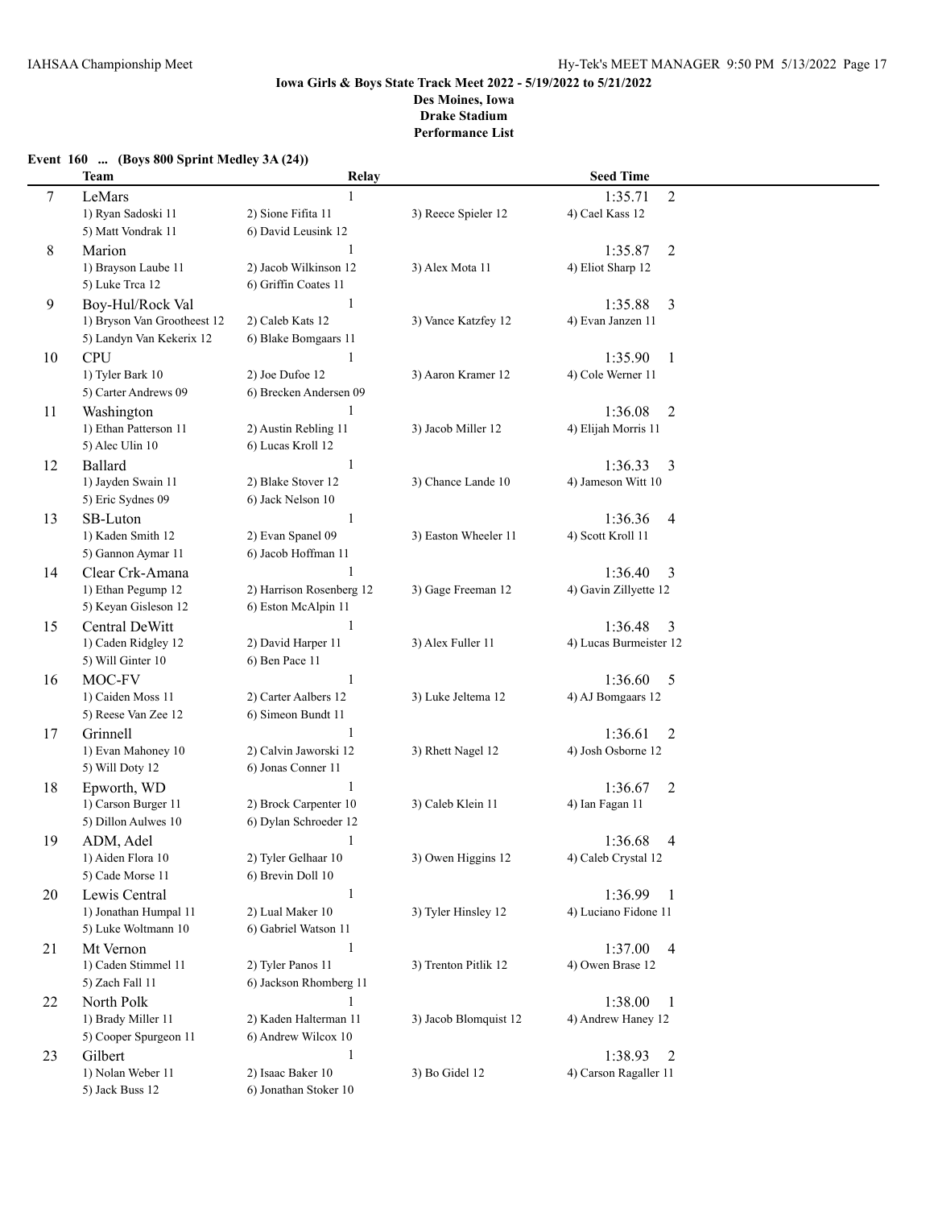**Iowa Girls & Boys State Track Meet 2022 - 5/19/2022 to 5/21/2022**
**Des Moines, Iowa**
**Drake Stadium**
**Performance List**

**Event 160 ... (Boys 800 Sprint Medley 3A (24))**

| | Team | Relay | | Seed Time |
|---|---|---|---|---|
| 7 | LeMars | 1 | | 1:35.71 2 |
| | 1) Ryan Sadoski 11 | 2) Sione Fifita 11 | 3) Reece Spieler 12 | 4) Cael Kass 12 |
| | 5) Matt Vondrak 11 | 6) David Leusink 12 | | |
| 8 | Marion | 1 | | 1:35.87 2 |
| | 1) Brayson Laube 11 | 2) Jacob Wilkinson 12 | 3) Alex Mota 11 | 4) Eliot Sharp 12 |
| | 5) Luke Trca 12 | 6) Griffin Coates 11 | | |
| 9 | Boy-Hul/Rock Val | 1 | | 1:35.88 3 |
| | 1) Bryson Van Grootheest 12 | 2) Caleb Kats 12 | 3) Vance Katzfey 12 | 4) Evan Janzen 11 |
| | 5) Landyn Van Kekerix 12 | 6) Blake Bomgaars 11 | | |
| 10 | CPU | 1 | | 1:35.90 1 |
| | 1) Tyler Bark 10 | 2) Joe Dufoe 12 | 3) Aaron Kramer 12 | 4) Cole Werner 11 |
| | 5) Carter Andrews 09 | 6) Brecken Andersen 09 | | |
| 11 | Washington | 1 | | 1:36.08 2 |
| | 1) Ethan Patterson 11 | 2) Austin Rebling 11 | 3) Jacob Miller 12 | 4) Elijah Morris 11 |
| | 5) Alec Ulin 10 | 6) Lucas Kroll 12 | | |
| 12 | Ballard | 1 | | 1:36.33 3 |
| | 1) Jayden Swain 11 | 2) Blake Stover 12 | 3) Chance Lande 10 | 4) Jameson Witt 10 |
| | 5) Eric Sydnes 09 | 6) Jack Nelson 10 | | |
| 13 | SB-Luton | 1 | | 1:36.36 4 |
| | 1) Kaden Smith 12 | 2) Evan Spanel 09 | 3) Easton Wheeler 11 | 4) Scott Kroll 11 |
| | 5) Gannon Aymar 11 | 6) Jacob Hoffman 11 | | |
| 14 | Clear Crk-Amana | 1 | | 1:36.40 3 |
| | 1) Ethan Pegump 12 | 2) Harrison Rosenberg 12 | 3) Gage Freeman 12 | 4) Gavin Zillyette 12 |
| | 5) Keyan Gisleson 12 | 6) Eston McAlpin 11 | | |
| 15 | Central DeWitt | 1 | | 1:36.48 3 |
| | 1) Caden Ridgley 12 | 2) David Harper 11 | 3) Alex Fuller 11 | 4) Lucas Burmeister 12 |
| | 5) Will Ginter 10 | 6) Ben Pace 11 | | |
| 16 | MOC-FV | 1 | | 1:36.60 5 |
| | 1) Caiden Moss 11 | 2) Carter Aalbers 12 | 3) Luke Jeltema 12 | 4) AJ Bomgaars 12 |
| | 5) Reese Van Zee 12 | 6) Simeon Bundt 11 | | |
| 17 | Grinnell | 1 | | 1:36.61 2 |
| | 1) Evan Mahoney 10 | 2) Calvin Jaworski 12 | 3) Rhett Nagel 12 | 4) Josh Osborne 12 |
| | 5) Will Doty 12 | 6) Jonas Conner 11 | | |
| 18 | Epworth, WD | 1 | | 1:36.67 2 |
| | 1) Carson Burger 11 | 2) Brock Carpenter 10 | 3) Caleb Klein 11 | 4) Ian Fagan 11 |
| | 5) Dillon Aulwes 10 | 6) Dylan Schroeder 12 | | |
| 19 | ADM, Adel | 1 | | 1:36.68 4 |
| | 1) Aiden Flora 10 | 2) Tyler Gelhaar 10 | 3) Owen Higgins 12 | 4) Caleb Crystal 12 |
| | 5) Cade Morse 11 | 6) Brevin Doll 10 | | |
| 20 | Lewis Central | 1 | | 1:36.99 1 |
| | 1) Jonathan Humpal 11 | 2) Lual Maker 10 | 3) Tyler Hinsley 12 | 4) Luciano Fidone 11 |
| | 5) Luke Woltmann 10 | 6) Gabriel Watson 11 | | |
| 21 | Mt Vernon | 1 | | 1:37.00 4 |
| | 1) Caden Stimmel 11 | 2) Tyler Panos 11 | 3) Trenton Pitlik 12 | 4) Owen Brase 12 |
| | 5) Zach Fall 11 | 6) Jackson Rhomberg 11 | | |
| 22 | North Polk | 1 | | 1:38.00 1 |
| | 1) Brady Miller 11 | 2) Kaden Halterman 11 | 3) Jacob Blomquist 12 | 4) Andrew Haney 12 |
| | 5) Cooper Spurgeon 11 | 6) Andrew Wilcox 10 | | |
| 23 | Gilbert | 1 | | 1:38.93 2 |
| | 1) Nolan Weber 11 | 2) Isaac Baker 10 | 3) Bo Gidel 12 | 4) Carson Ragaller 11 |
| | 5) Jack Buss 12 | 6) Jonathan Stoker 10 | | |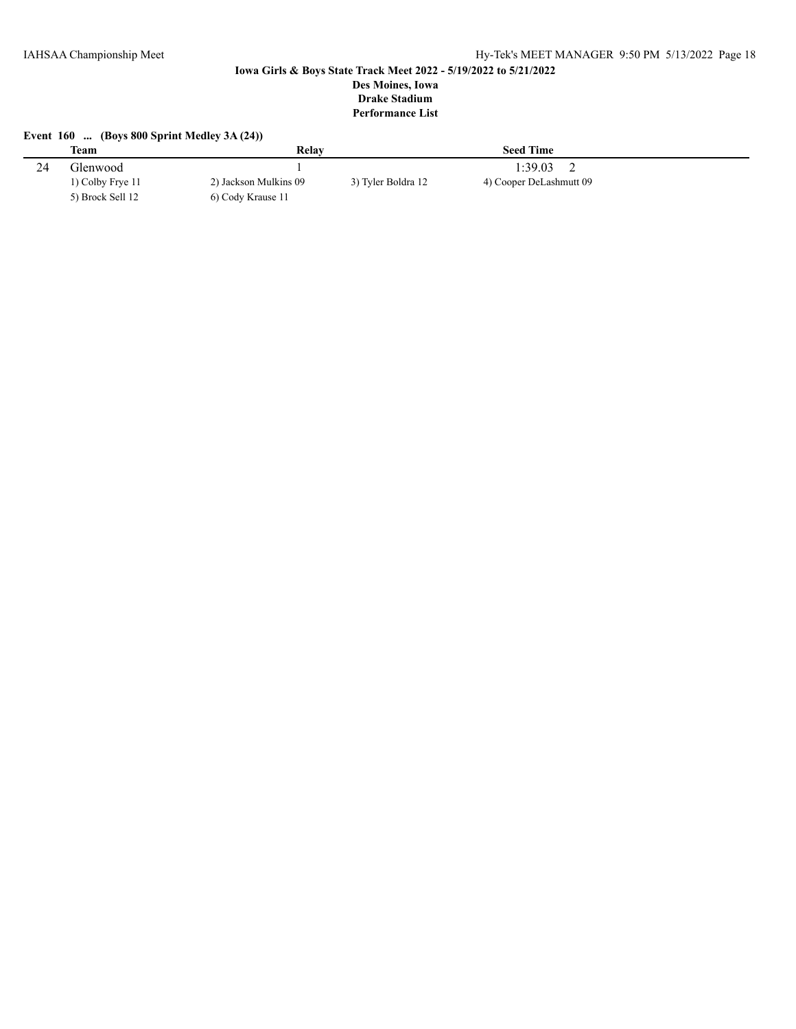**Iowa Girls & Boys State Track Meet 2022 - 5/19/2022 to 5/21/2022**
**Des Moines, Iowa**
**Drake Stadium**
**Performance List**

**Event 160 ... (Boys 800 Sprint Medley 3A (24))**

| | Team | Relay | | Seed Time |
|---|---|---|---|---|
| 24 | Glenwood | 1 | | 1:39.03 2 |
| | 1) Colby Frye 11 | 2) Jackson Mulkins 09 | 3) Tyler Boldra 12 | 4) Cooper DeLashmutt 09 |
| | 5) Brock Sell 12 | 6) Cody Krause 11 | | |